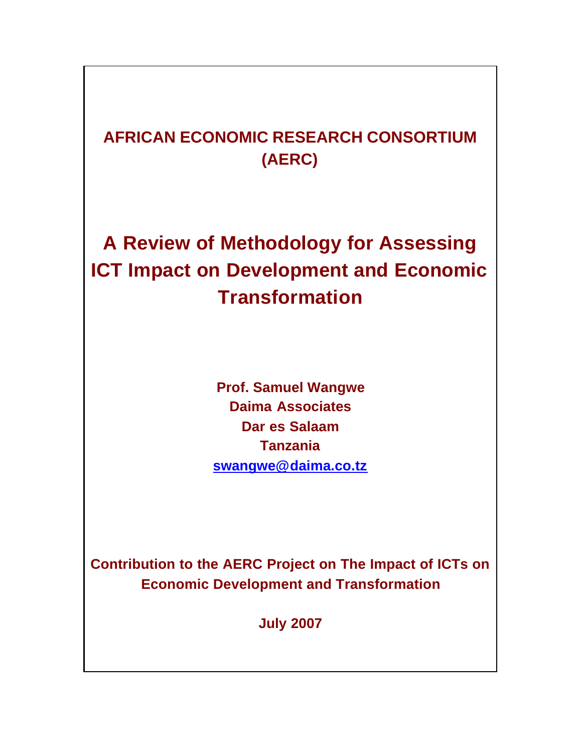**AFRICAN ECONOMIC RESEARCH CONSORTIUM (AERC)**

# A Review of Methodology for Assessing ICT Impact on Development and Economic Transformation

**Prof. Samuel Wangwe**
**Daima Associates**
**Dar es Salaam**
**Tanzania**
**swangwe@daima.co.tz**

**Contribution to the AERC Project on The Impact of ICTs on Economic Development and Transformation**

**July 2007**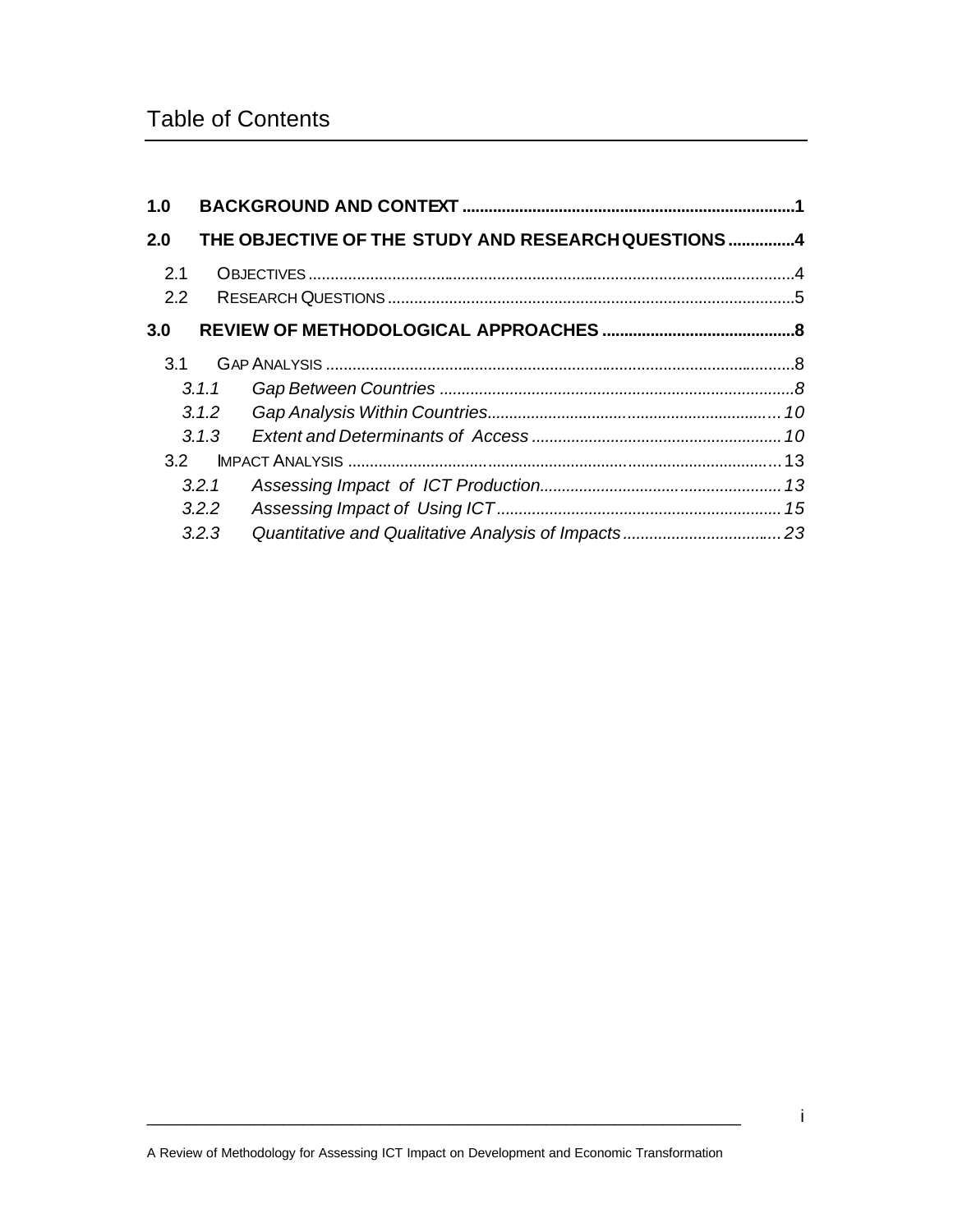# Table of Contents

**1.0 BACKGROUND AND CONTEXT .......................................................................... 1**

**2.0 THE OBJECTIVE OF THE STUDY AND RESEARCH QUESTIONS ............... 4**

2.1 OBJECTIVES .................................................................................................... 4

2.2 RESEARCH QUESTIONS .................................................................................. 5

**3.0 REVIEW OF METHODOLOGICAL APPROACHES ........................................... 8**

3.1 GAP ANALYSIS ................................................................................................. 8

*3.1.1 Gap Between Countries ................................................................................ 8*

*3.1.2 Gap Analysis Within Countries.................................................................. 10*

*3.1.3 Extent and Determinants of Access ......................................................... 10*

3.2 IMPACT ANALYSIS ......................................................................................... 13

*3.2.1 Assessing Impact of ICT Production........................................................ 13*

*3.2.2 Assessing Impact of Using ICT ................................................................. 15*

*3.2.3 Quantitative and Qualitative Analysis of Impacts .................................... 23*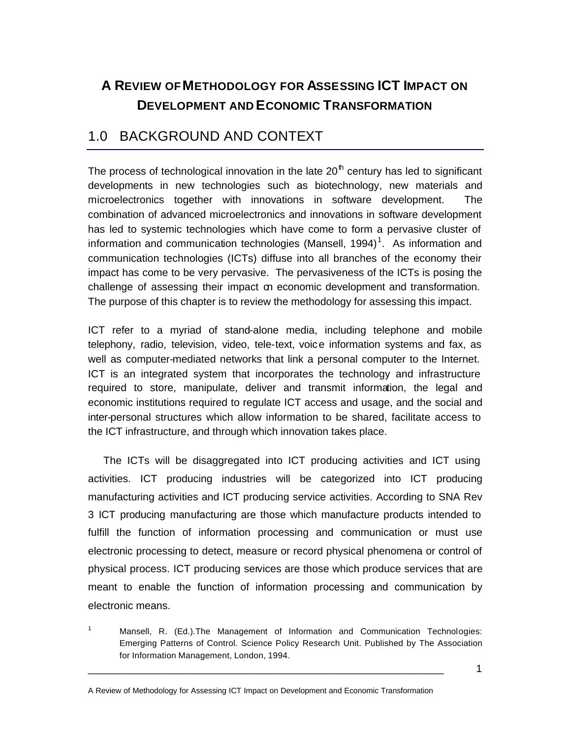# A REVIEW OF METHODOLOGY FOR ASSESSING ICT IMPACT ON DEVELOPMENT AND ECONOMIC TRANSFORMATION

## 1.0 BACKGROUND AND CONTEXT

The process of technological innovation in the late 20th century has led to significant developments in new technologies such as biotechnology, new materials and microelectronics together with innovations in software development. The combination of advanced microelectronics and innovations in software development has led to systemic technologies which have come to form a pervasive cluster of information and communication technologies (Mansell, 1994)[1]. As information and communication technologies (ICTs) diffuse into all branches of the economy their impact has come to be very pervasive. The pervasiveness of the ICTs is posing the challenge of assessing their impact on economic development and transformation. The purpose of this chapter is to review the methodology for assessing this impact.

ICT refer to a myriad of stand-alone media, including telephone and mobile telephony, radio, television, video, tele-text, voice information systems and fax, as well as computer-mediated networks that link a personal computer to the Internet. ICT is an integrated system that incorporates the technology and infrastructure required to store, manipulate, deliver and transmit information, the legal and economic institutions required to regulate ICT access and usage, and the social and inter-personal structures which allow information to be shared, facilitate access to the ICT infrastructure, and through which innovation takes place.

The ICTs will be disaggregated into ICT producing activities and ICT using activities. ICT producing industries will be categorized into ICT producing manufacturing activities and ICT producing service activities. According to SNA Rev 3 ICT producing manufacturing are those which manufacture products intended to fulfill the function of information processing and communication or must use electronic processing to detect, measure or record physical phenomena or control of physical process. ICT producing services are those which produce services that are meant to enable the function of information processing and communication by electronic means.

[1] Mansell, R. (Ed.).The Management of Information and Communication Technologies: Emerging Patterns of Control. Science Policy Research Unit. Published by The Association for Information Management, London, 1994.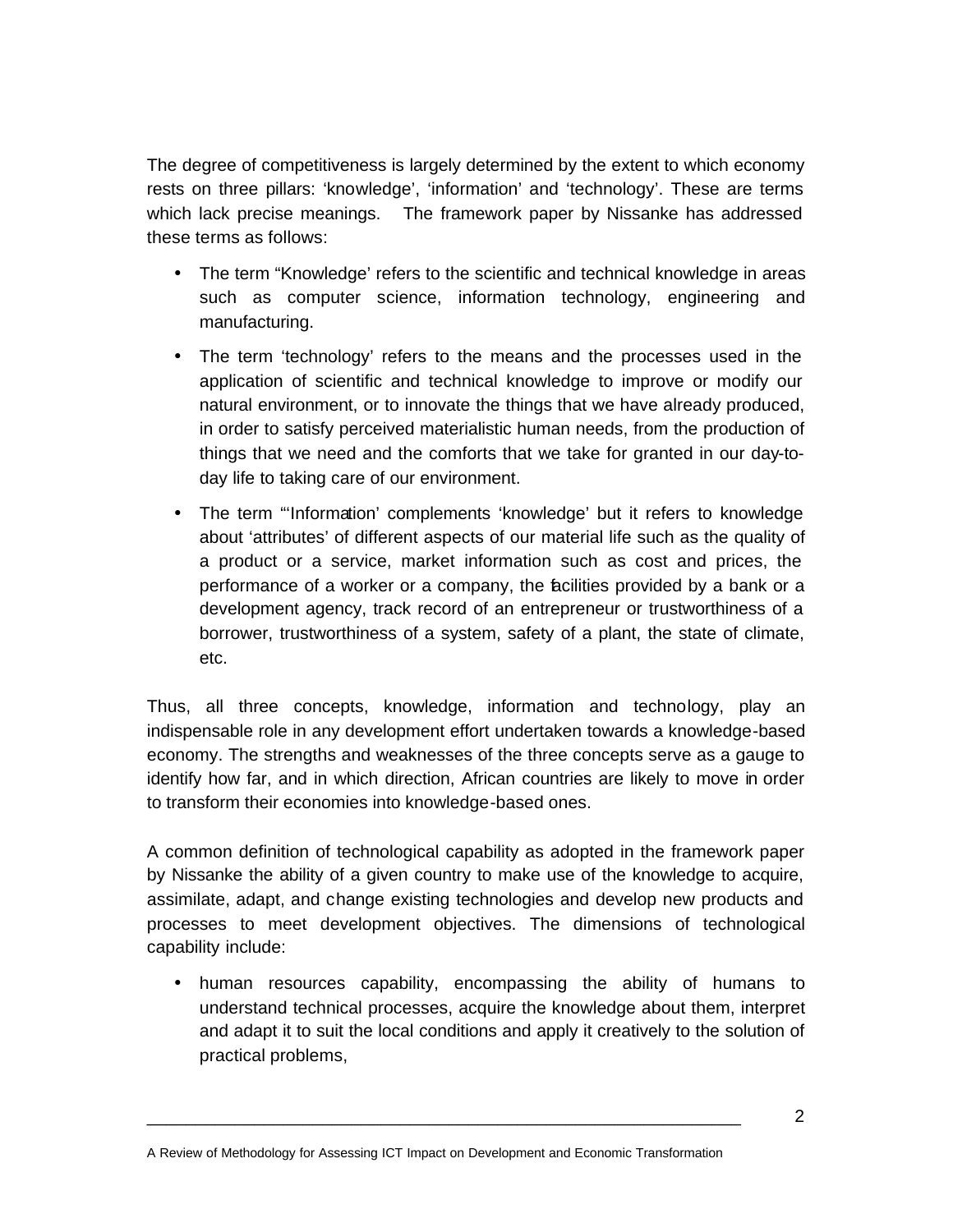The degree of competitiveness is largely determined by the extent to which economy rests on three pillars: 'knowledge', 'information' and 'technology'. These are terms which lack precise meanings. The framework paper by Nissanke has addressed these terms as follows:

- The term "Knowledge' refers to the scientific and technical knowledge in areas such as computer science, information technology, engineering and manufacturing.
- The term 'technology' refers to the means and the processes used in the application of scientific and technical knowledge to improve or modify our natural environment, or to innovate the things that we have already produced, in order to satisfy perceived materialistic human needs, from the production of things that we need and the comforts that we take for granted in our day-to-day life to taking care of our environment.
- The term "'Information' complements 'knowledge' but it refers to knowledge about 'attributes' of different aspects of our material life such as the quality of a product or a service, market information such as cost and prices, the performance of a worker or a company, the facilities provided by a bank or a development agency, track record of an entrepreneur or trustworthiness of a borrower, trustworthiness of a system, safety of a plant, the state of climate, etc.

Thus, all three concepts, knowledge, information and technology, play an indispensable role in any development effort undertaken towards a knowledge-based economy. The strengths and weaknesses of the three concepts serve as a gauge to identify how far, and in which direction, African countries are likely to move in order to transform their economies into knowledge-based ones.

A common definition of technological capability as adopted in the framework paper by Nissanke the ability of a given country to make use of the knowledge to acquire, assimilate, adapt, and change existing technologies and develop new products and processes to meet development objectives. The dimensions of technological capability include:

- human resources capability, encompassing the ability of humans to understand technical processes, acquire the knowledge about them, interpret and adapt it to suit the local conditions and apply it creatively to the solution of practical problems,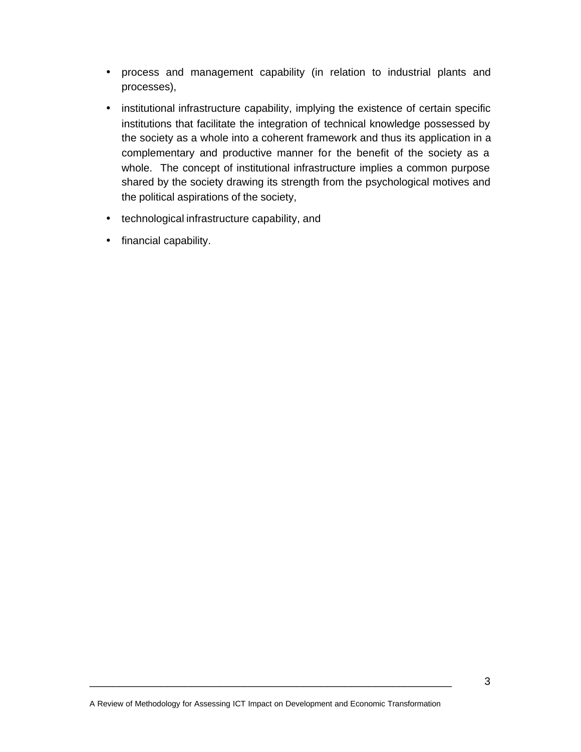- process and management capability (in relation to industrial plants and processes),
- institutional infrastructure capability, implying the existence of certain specific institutions that facilitate the integration of technical knowledge possessed by the society as a whole into a coherent framework and thus its application in a complementary and productive manner for the benefit of the society as a whole. The concept of institutional infrastructure implies a common purpose shared by the society drawing its strength from the psychological motives and the political aspirations of the society,
- technological infrastructure capability, and
- financial capability.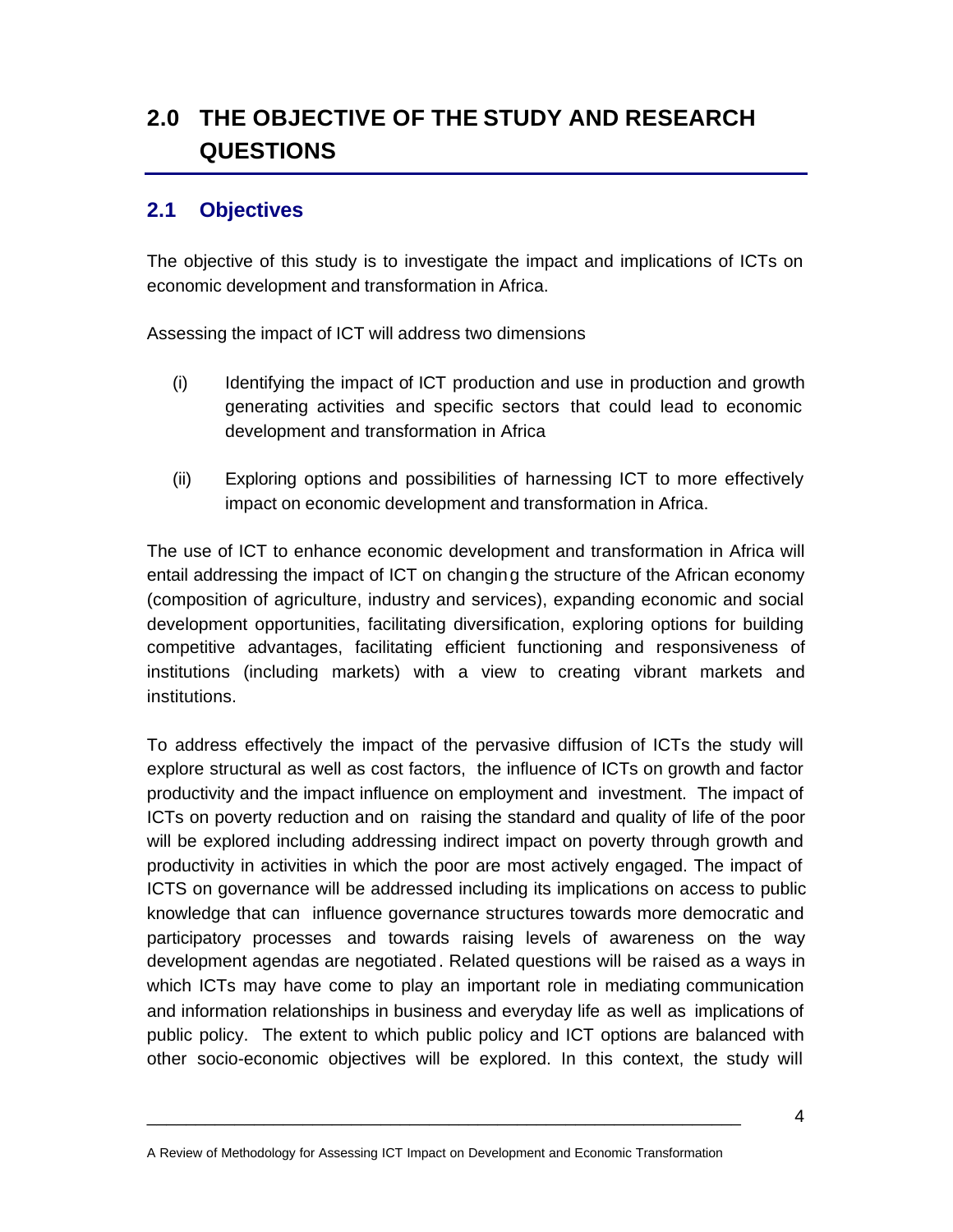# 2.0 THE OBJECTIVE OF THE STUDY AND RESEARCH QUESTIONS

## 2.1 Objectives

The objective of this study is to investigate the impact and implications of ICTs on economic development and transformation in Africa.

Assessing the impact of ICT will address two dimensions

(i) Identifying the impact of ICT production and use in production and growth generating activities and specific sectors that could lead to economic development and transformation in Africa

(ii) Exploring options and possibilities of harnessing ICT to more effectively impact on economic development and transformation in Africa.

The use of ICT to enhance economic development and transformation in Africa will entail addressing the impact of ICT on changing the structure of the African economy (composition of agriculture, industry and services), expanding economic and social development opportunities, facilitating diversification, exploring options for building competitive advantages, facilitating efficient functioning and responsiveness of institutions (including markets) with a view to creating vibrant markets and institutions.

To address effectively the impact of the pervasive diffusion of ICTs the study will explore structural as well as cost factors, the influence of ICTs on growth and factor productivity and the impact influence on employment and investment. The impact of ICTs on poverty reduction and on raising the standard and quality of life of the poor will be explored including addressing indirect impact on poverty through growth and productivity in activities in which the poor are most actively engaged. The impact of ICTS on governance will be addressed including its implications on access to public knowledge that can influence governance structures towards more democratic and participatory processes and towards raising levels of awareness on the way development agendas are negotiated. Related questions will be raised as a ways in which ICTs may have come to play an important role in mediating communication and information relationships in business and everyday life as well as implications of public policy. The extent to which public policy and ICT options are balanced with other socio-economic objectives will be explored. In this context, the study will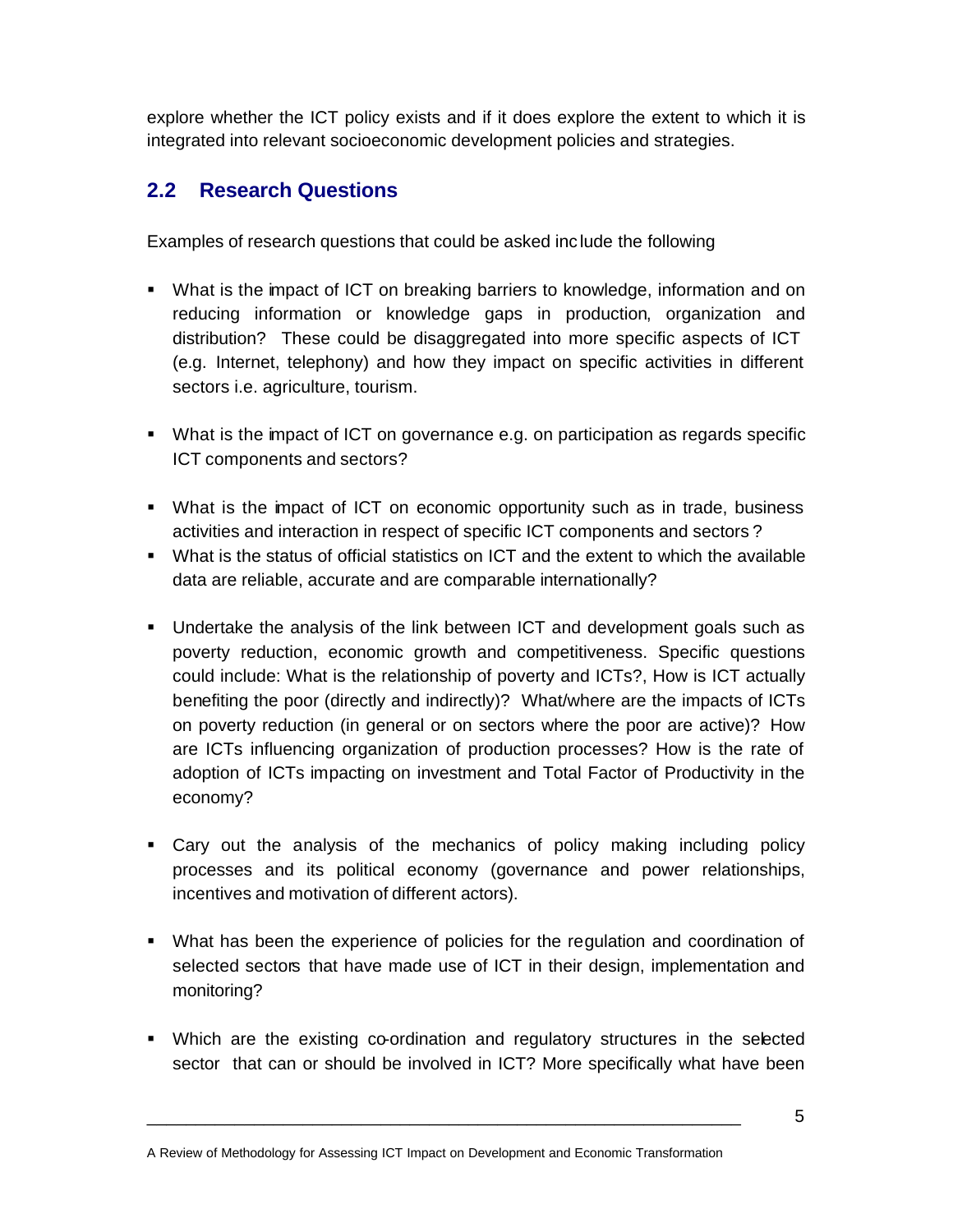explore whether the ICT policy exists and if it does explore the extent to which it is integrated into relevant socioeconomic development policies and strategies.

## 2.2 Research Questions

Examples of research questions that could be asked include the following

- What is the impact of ICT on breaking barriers to knowledge, information and on reducing information or knowledge gaps in production, organization and distribution? These could be disaggregated into more specific aspects of ICT (e.g. Internet, telephony) and how they impact on specific activities in different sectors i.e. agriculture, tourism.

- What is the impact of ICT on governance e.g. on participation as regards specific ICT components and sectors?

- What is the impact of ICT on economic opportunity such as in trade, business activities and interaction in respect of specific ICT components and sectors ?
- What is the status of official statistics on ICT and the extent to which the available data are reliable, accurate and are comparable internationally?

- Undertake the analysis of the link between ICT and development goals such as poverty reduction, economic growth and competitiveness. Specific questions could include: What is the relationship of poverty and ICTs?, How is ICT actually benefiting the poor (directly and indirectly)? What/where are the impacts of ICTs on poverty reduction (in general or on sectors where the poor are active)? How are ICTs influencing organization of production processes? How is the rate of adoption of ICTs impacting on investment and Total Factor of Productivity in the economy?

- Cary out the analysis of the mechanics of policy making including policy processes and its political economy (governance and power relationships, incentives and motivation of different actors).

- What has been the experience of policies for the regulation and coordination of selected sectors that have made use of ICT in their design, implementation and monitoring?

- Which are the existing co-ordination and regulatory structures in the selected sector that can or should be involved in ICT? More specifically what have been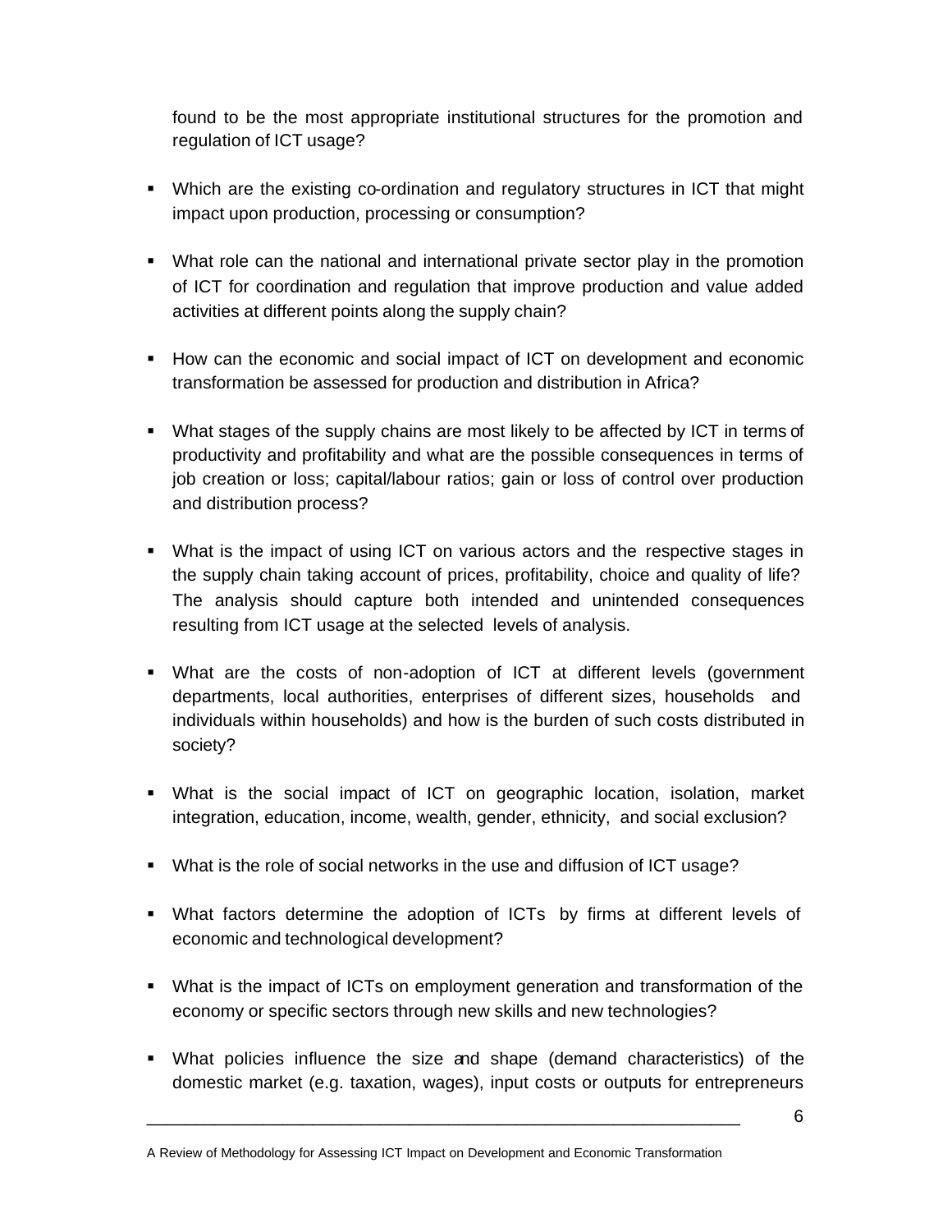found to be the most appropriate institutional structures for the promotion and regulation of ICT usage?

- Which are the existing co-ordination and regulatory structures in ICT that might impact upon production, processing or consumption?
- What role can the national and international private sector play in the promotion of ICT for coordination and regulation that improve production and value added activities at different points along the supply chain?
- How can the economic and social impact of ICT on development and economic transformation be assessed for production and distribution in Africa?
- What stages of the supply chains are most likely to be affected by ICT in terms of productivity and profitability and what are the possible consequences in terms of job creation or loss; capital/labour ratios; gain or loss of control over production and distribution process?
- What is the impact of using ICT on various actors and the respective stages in the supply chain taking account of prices, profitability, choice and quality of life? The analysis should capture both intended and unintended consequences resulting from ICT usage at the selected levels of analysis.
- What are the costs of non-adoption of ICT at different levels (government departments, local authorities, enterprises of different sizes, households and individuals within households) and how is the burden of such costs distributed in society?
- What is the social impact of ICT on geographic location, isolation, market integration, education, income, wealth, gender, ethnicity, and social exclusion?
- What is the role of social networks in the use and diffusion of ICT usage?
- What factors determine the adoption of ICTs by firms at different levels of economic and technological development?
- What is the impact of ICTs on employment generation and transformation of the economy or specific sectors through new skills and new technologies?
- What policies influence the size and shape (demand characteristics) of the domestic market (e.g. taxation, wages), input costs or outputs for entrepreneurs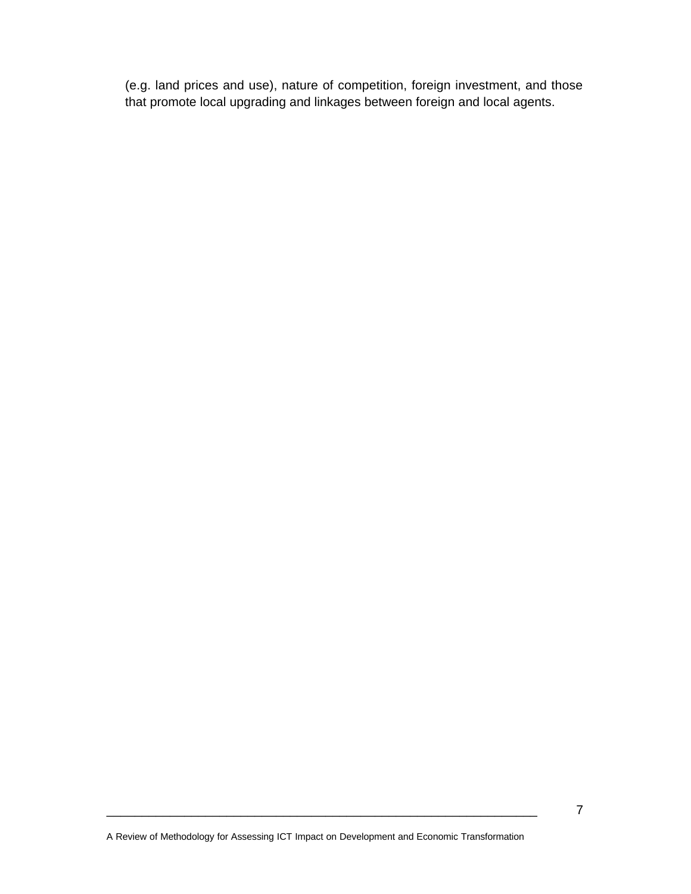(e.g. land prices and use), nature of competition, foreign investment, and those that promote local upgrading and linkages between foreign and local agents.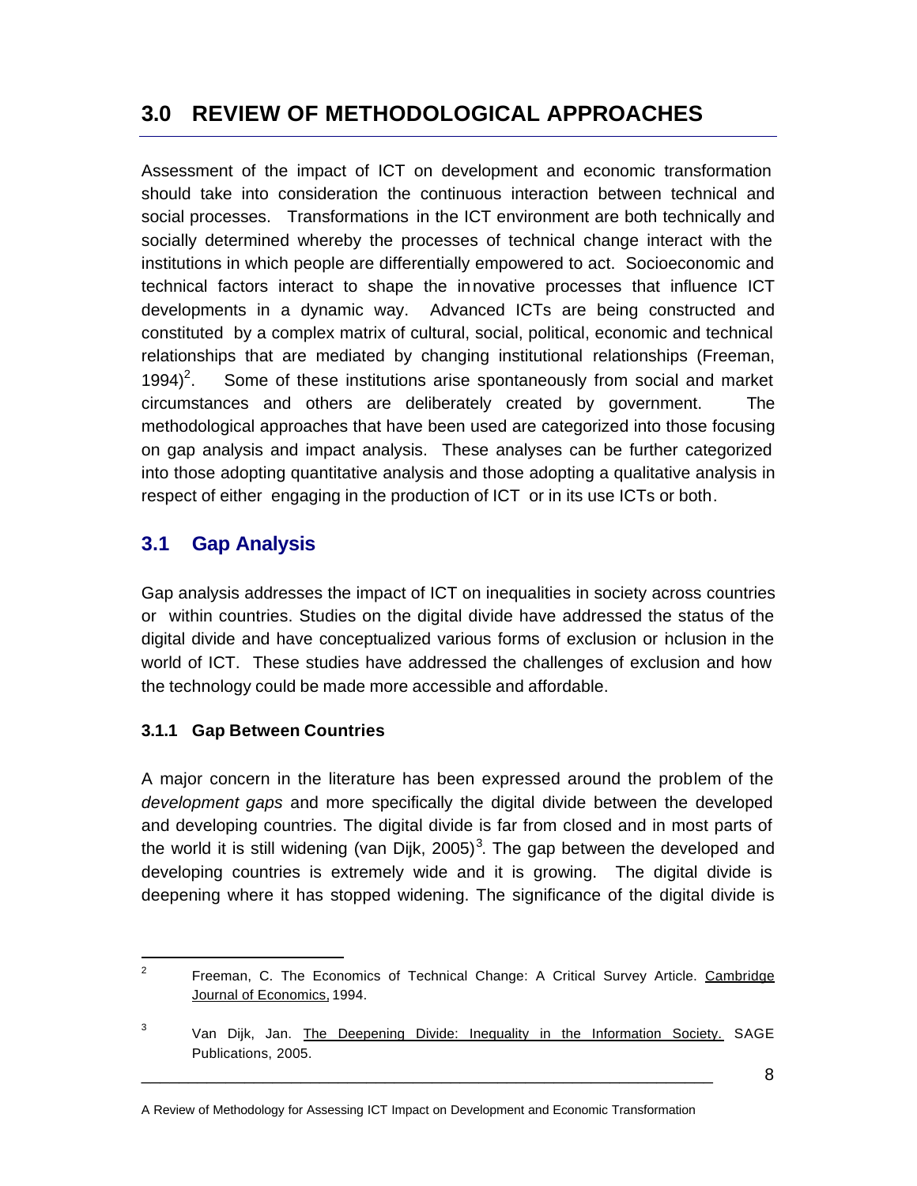# 3.0 REVIEW OF METHODOLOGICAL APPROACHES

Assessment of the impact of ICT on development and economic transformation should take into consideration the continuous interaction between technical and social processes. Transformations in the ICT environment are both technically and socially determined whereby the processes of technical change interact with the institutions in which people are differentially empowered to act. Socioeconomic and technical factors interact to shape the innovative processes that influence ICT developments in a dynamic way. Advanced ICTs are being constructed and constituted by a complex matrix of cultural, social, political, economic and technical relationships that are mediated by changing institutional relationships (Freeman, 1994)[2]. Some of these institutions arise spontaneously from social and market circumstances and others are deliberately created by government. The methodological approaches that have been used are categorized into those focusing on gap analysis and impact analysis. These analyses can be further categorized into those adopting quantitative analysis and those adopting a qualitative analysis in respect of either engaging in the production of ICT or in its use ICTs or both.

## 3.1 Gap Analysis

Gap analysis addresses the impact of ICT on inequalities in society across countries or within countries. Studies on the digital divide have addressed the status of the digital divide and have conceptualized various forms of exclusion or inclusion in the world of ICT. These studies have addressed the challenges of exclusion and how the technology could be made more accessible and affordable.

### 3.1.1 Gap Between Countries

A major concern in the literature has been expressed around the problem of the *development gaps* and more specifically the digital divide between the developed and developing countries. The digital divide is far from closed and in most parts of the world it is still widening (van Dijk, 2005)[3]. The gap between the developed and developing countries is extremely wide and it is growing. The digital divide is deepening where it has stopped widening. The significance of the digital divide is

---

[2] Freeman, C. The Economics of Technical Change: A Critical Survey Article. Cambridge Journal of Economics, 1994.

[3] Van Dijk, Jan. The Deepening Divide: Inequality in the Information Society. SAGE Publications, 2005.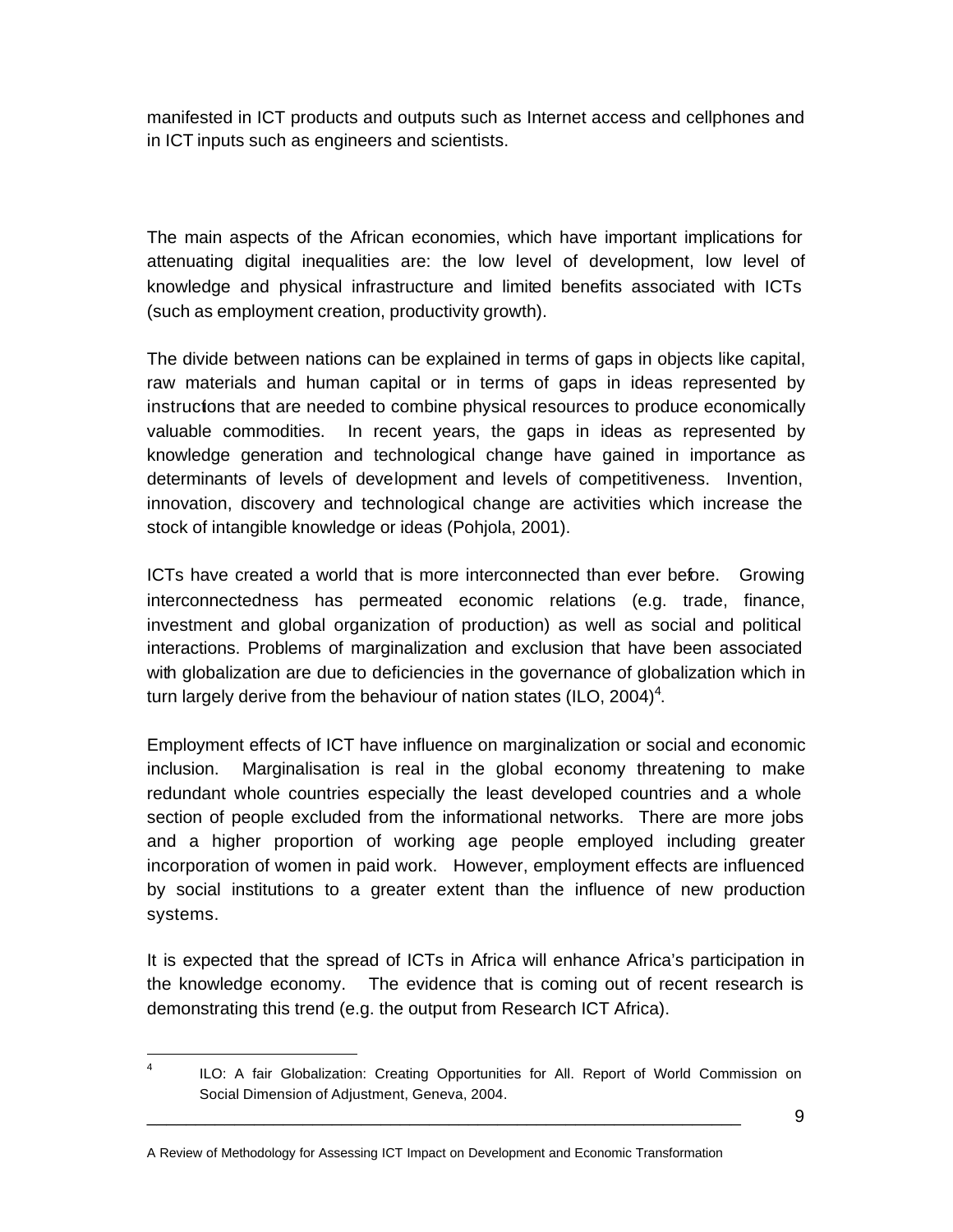manifested in ICT products and outputs such as Internet access and cellphones and in ICT inputs such as engineers and scientists.

The main aspects of the African economies, which have important implications for attenuating digital inequalities are: the low level of development, low level of knowledge and physical infrastructure and limited benefits associated with ICTs (such as employment creation, productivity growth).

The divide between nations can be explained in terms of gaps in objects like capital, raw materials and human capital or in terms of gaps in ideas represented by instructions that are needed to combine physical resources to produce economically valuable commodities. In recent years, the gaps in ideas as represented by knowledge generation and technological change have gained in importance as determinants of levels of development and levels of competitiveness. Invention, innovation, discovery and technological change are activities which increase the stock of intangible knowledge or ideas (Pohjola, 2001).

ICTs have created a world that is more interconnected than ever before. Growing interconnectedness has permeated economic relations (e.g. trade, finance, investment and global organization of production) as well as social and political interactions. Problems of marginalization and exclusion that have been associated with globalization are due to deficiencies in the governance of globalization which in turn largely derive from the behaviour of nation states (ILO, 2004)[4].

Employment effects of ICT have influence on marginalization or social and economic inclusion. Marginalisation is real in the global economy threatening to make redundant whole countries especially the least developed countries and a whole section of people excluded from the informational networks. There are more jobs and a higher proportion of working age people employed including greater incorporation of women in paid work. However, employment effects are influenced by social institutions to a greater extent than the influence of new production systems.

It is expected that the spread of ICTs in Africa will enhance Africa's participation in the knowledge economy. The evidence that is coming out of recent research is demonstrating this trend (e.g. the output from Research ICT Africa).

[4] ILO: A fair Globalization: Creating Opportunities for All. Report of World Commission on Social Dimension of Adjustment, Geneva, 2004.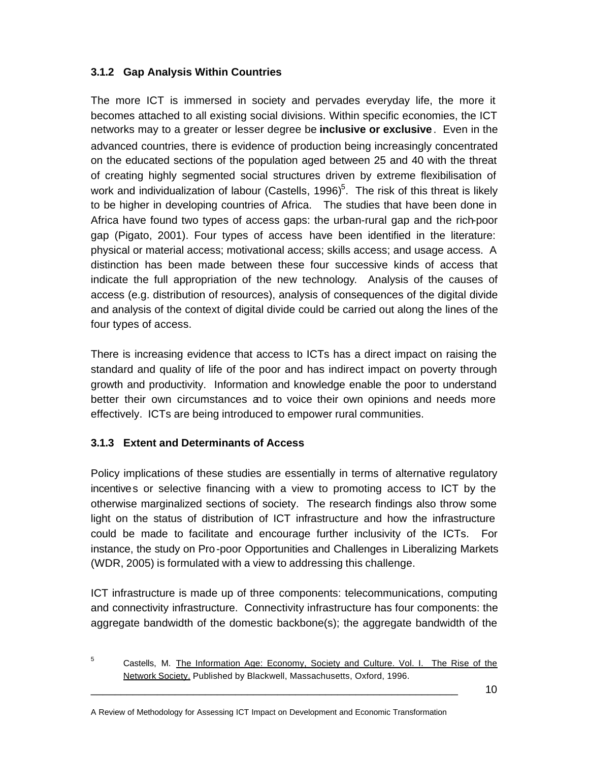### 3.1.2 Gap Analysis Within Countries

The more ICT is immersed in society and pervades everyday life, the more it becomes attached to all existing social divisions. Within specific economies, the ICT networks may to a greater or lesser degree be **inclusive or exclusive**. Even in the advanced countries, there is evidence of production being increasingly concentrated on the educated sections of the population aged between 25 and 40 with the threat of creating highly segmented social structures driven by extreme flexibilisation of work and individualization of labour (Castells, 1996)[5]. The risk of this threat is likely to be higher in developing countries of Africa. The studies that have been done in Africa have found two types of access gaps: the urban-rural gap and the rich-poor gap (Pigato, 2001). Four types of access have been identified in the literature: physical or material access; motivational access; skills access; and usage access. A distinction has been made between these four successive kinds of access that indicate the full appropriation of the new technology. Analysis of the causes of access (e.g. distribution of resources), analysis of consequences of the digital divide and analysis of the context of digital divide could be carried out along the lines of the four types of access.

There is increasing evidence that access to ICTs has a direct impact on raising the standard and quality of life of the poor and has indirect impact on poverty through growth and productivity. Information and knowledge enable the poor to understand better their own circumstances and to voice their own opinions and needs more effectively. ICTs are being introduced to empower rural communities.

### 3.1.3 Extent and Determinants of Access

Policy implications of these studies are essentially in terms of alternative regulatory incentives or selective financing with a view to promoting access to ICT by the otherwise marginalized sections of society. The research findings also throw some light on the status of distribution of ICT infrastructure and how the infrastructure could be made to facilitate and encourage further inclusivity of the ICTs. For instance, the study on Pro-poor Opportunities and Challenges in Liberalizing Markets (WDR, 2005) is formulated with a view to addressing this challenge.

ICT infrastructure is made up of three components: telecommunications, computing and connectivity infrastructure. Connectivity infrastructure has four components: the aggregate bandwidth of the domestic backbone(s); the aggregate bandwidth of the

[5] Castells, M. The Information Age: Economy, Society and Culture. Vol. I. The Rise of the Network Society. Published by Blackwell, Massachusetts, Oxford, 1996.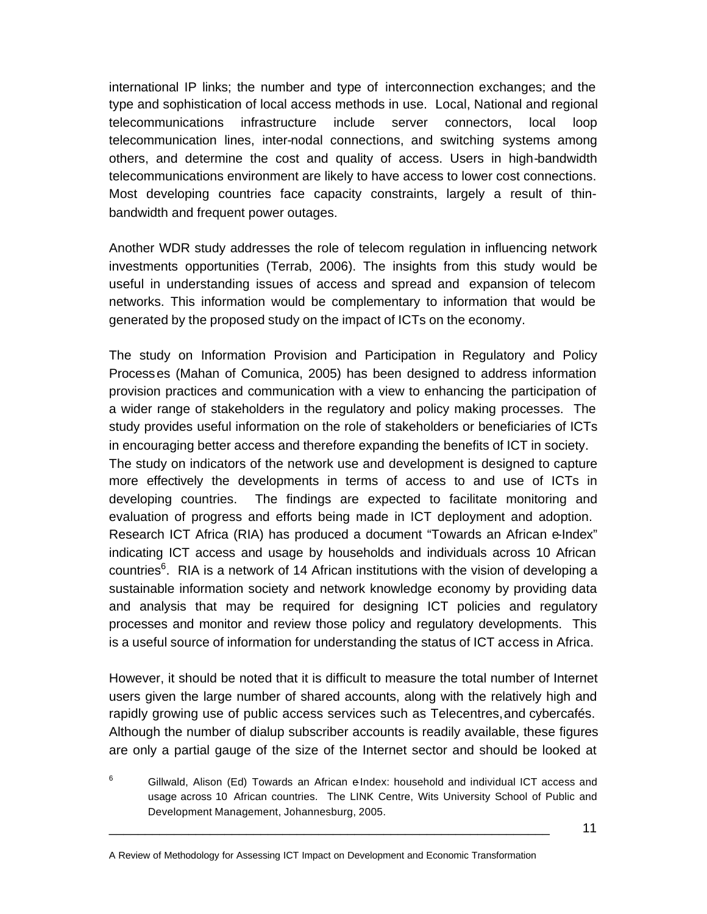international IP links; the number and type of interconnection exchanges; and the type and sophistication of local access methods in use. Local, National and regional telecommunications infrastructure include server connectors, local loop telecommunication lines, inter-nodal connections, and switching systems among others, and determine the cost and quality of access. Users in high-bandwidth telecommunications environment are likely to have access to lower cost connections. Most developing countries face capacity constraints, largely a result of thin-bandwidth and frequent power outages.

Another WDR study addresses the role of telecom regulation in influencing network investments opportunities (Terrab, 2006). The insights from this study would be useful in understanding issues of access and spread and expansion of telecom networks. This information would be complementary to information that would be generated by the proposed study on the impact of ICTs on the economy.

The study on Information Provision and Participation in Regulatory and Policy Processes (Mahan of Comunica, 2005) has been designed to address information provision practices and communication with a view to enhancing the participation of a wider range of stakeholders in the regulatory and policy making processes. The study provides useful information on the role of stakeholders or beneficiaries of ICTs in encouraging better access and therefore expanding the benefits of ICT in society. The study on indicators of the network use and development is designed to capture more effectively the developments in terms of access to and use of ICTs in developing countries. The findings are expected to facilitate monitoring and evaluation of progress and efforts being made in ICT deployment and adoption. Research ICT Africa (RIA) has produced a document "Towards an African e-Index" indicating ICT access and usage by households and individuals across 10 African countries[6]. RIA is a network of 14 African institutions with the vision of developing a sustainable information society and network knowledge economy by providing data and analysis that may be required for designing ICT policies and regulatory processes and monitor and review those policy and regulatory developments. This is a useful source of information for understanding the status of ICT access in Africa.

However, it should be noted that it is difficult to measure the total number of Internet users given the large number of shared accounts, along with the relatively high and rapidly growing use of public access services such as Telecentres, and cybercafés. Although the number of dialup subscriber accounts is readily available, these figures are only a partial gauge of the size of the Internet sector and should be looked at

[6] Gillwald, Alison (Ed) Towards an African e-Index: household and individual ICT access and usage across 10 African countries. The LINK Centre, Wits University School of Public and Development Management, Johannesburg, 2005.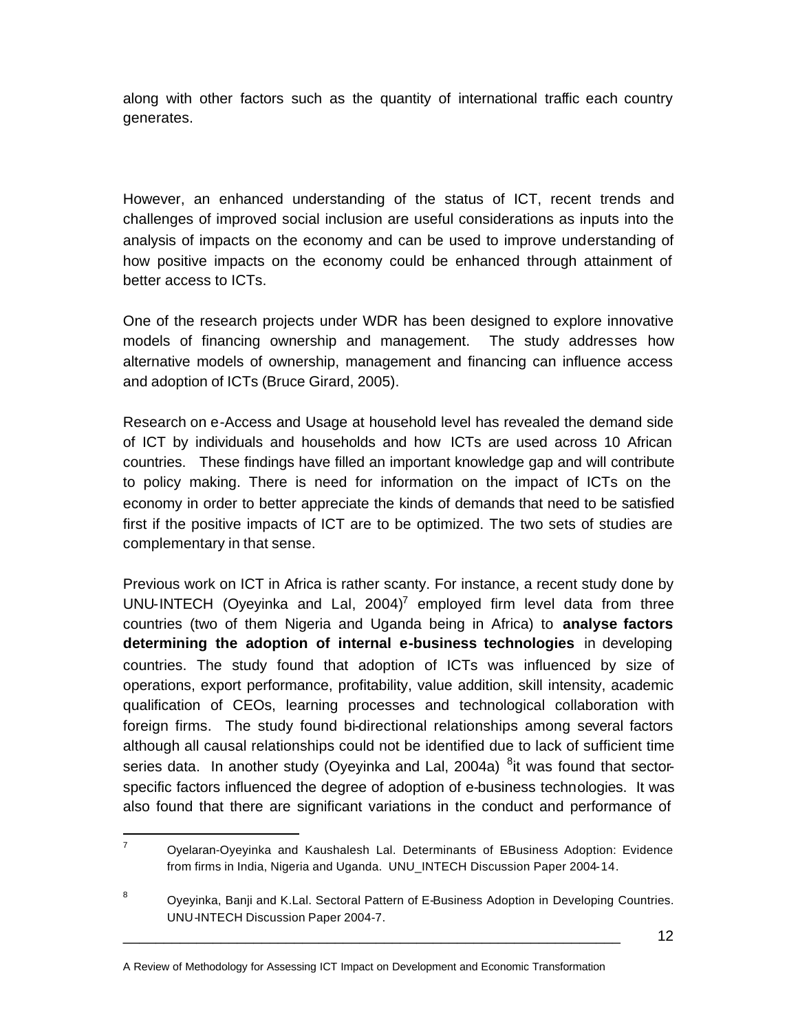along with other factors such as the quantity of international traffic each country generates.

However, an enhanced understanding of the status of ICT, recent trends and challenges of improved social inclusion are useful considerations as inputs into the analysis of impacts on the economy and can be used to improve understanding of how positive impacts on the economy could be enhanced through attainment of better access to ICTs.

One of the research projects under WDR has been designed to explore innovative models of financing ownership and management. The study addresses how alternative models of ownership, management and financing can influence access and adoption of ICTs (Bruce Girard, 2005).

Research on e-Access and Usage at household level has revealed the demand side of ICT by individuals and households and how ICTs are used across 10 African countries. These findings have filled an important knowledge gap and will contribute to policy making. There is need for information on the impact of ICTs on the economy in order to better appreciate the kinds of demands that need to be satisfied first if the positive impacts of ICT are to be optimized. The two sets of studies are complementary in that sense.

Previous work on ICT in Africa is rather scanty. For instance, a recent study done by UNU-INTECH (Oyeyinka and Lal, 2004)[7] employed firm level data from three countries (two of them Nigeria and Uganda being in Africa) to **analyse factors determining the adoption of internal e-business technologies** in developing countries. The study found that adoption of ICTs was influenced by size of operations, export performance, profitability, value addition, skill intensity, academic qualification of CEOs, learning processes and technological collaboration with foreign firms. The study found bi-directional relationships among several factors although all causal relationships could not be identified due to lack of sufficient time series data. In another study (Oyeyinka and Lal, 2004a) [8]it was found that sector-specific factors influenced the degree of adoption of e-business technologies. It was also found that there are significant variations in the conduct and performance of

---

[7] Oyelaran-Oyeyinka and Kaushalesh Lal. Determinants of EBusiness Adoption: Evidence from firms in India, Nigeria and Uganda. UNU_INTECH Discussion Paper 2004-14.

[8] Oyeyinka, Banji and K.Lal. Sectoral Pattern of E-Business Adoption in Developing Countries. UNU-INTECH Discussion Paper 2004-7.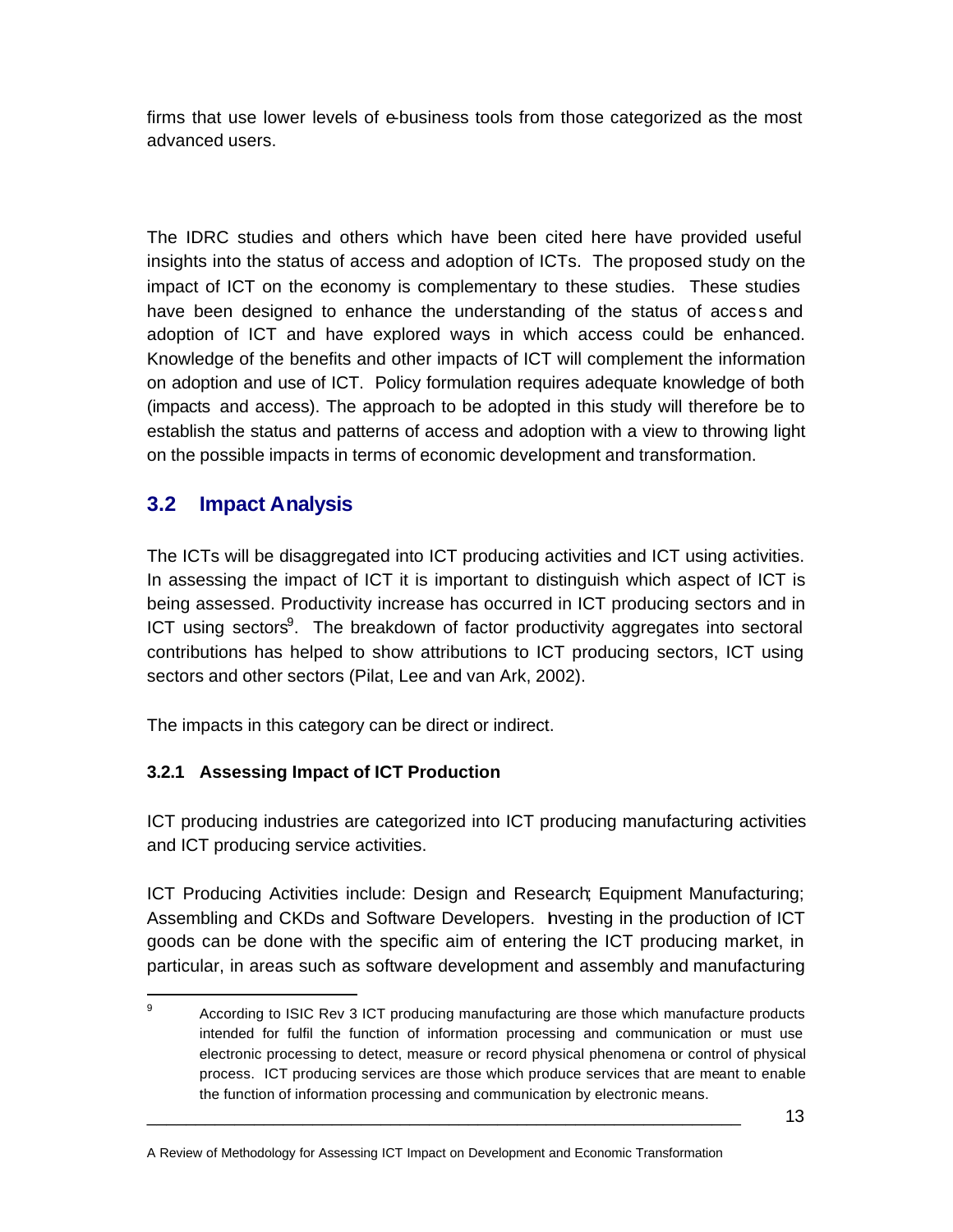firms that use lower levels of e-business tools from those categorized as the most advanced users.

The IDRC studies and others which have been cited here have provided useful insights into the status of access and adoption of ICTs. The proposed study on the impact of ICT on the economy is complementary to these studies. These studies have been designed to enhance the understanding of the status of access and adoption of ICT and have explored ways in which access could be enhanced. Knowledge of the benefits and other impacts of ICT will complement the information on adoption and use of ICT. Policy formulation requires adequate knowledge of both (impacts and access). The approach to be adopted in this study will therefore be to establish the status and patterns of access and adoption with a view to throwing light on the possible impacts in terms of economic development and transformation.

## 3.2 Impact Analysis

The ICTs will be disaggregated into ICT producing activities and ICT using activities. In assessing the impact of ICT it is important to distinguish which aspect of ICT is being assessed. Productivity increase has occurred in ICT producing sectors and in ICT using sectors[9]. The breakdown of factor productivity aggregates into sectoral contributions has helped to show attributions to ICT producing sectors, ICT using sectors and other sectors (Pilat, Lee and van Ark, 2002).

The impacts in this category can be direct or indirect.

### 3.2.1 Assessing Impact of ICT Production

ICT producing industries are categorized into ICT producing manufacturing activities and ICT producing service activities.

ICT Producing Activities include: Design and Research; Equipment Manufacturing; Assembling and CKDs and Software Developers. Investing in the production of ICT goods can be done with the specific aim of entering the ICT producing market, in particular, in areas such as software development and assembly and manufacturing

[9] According to ISIC Rev 3 ICT producing manufacturing are those which manufacture products intended for fulfil the function of information processing and communication or must use electronic processing to detect, measure or record physical phenomena or control of physical process. ICT producing services are those which produce services that are meant to enable the function of information processing and communication by electronic means.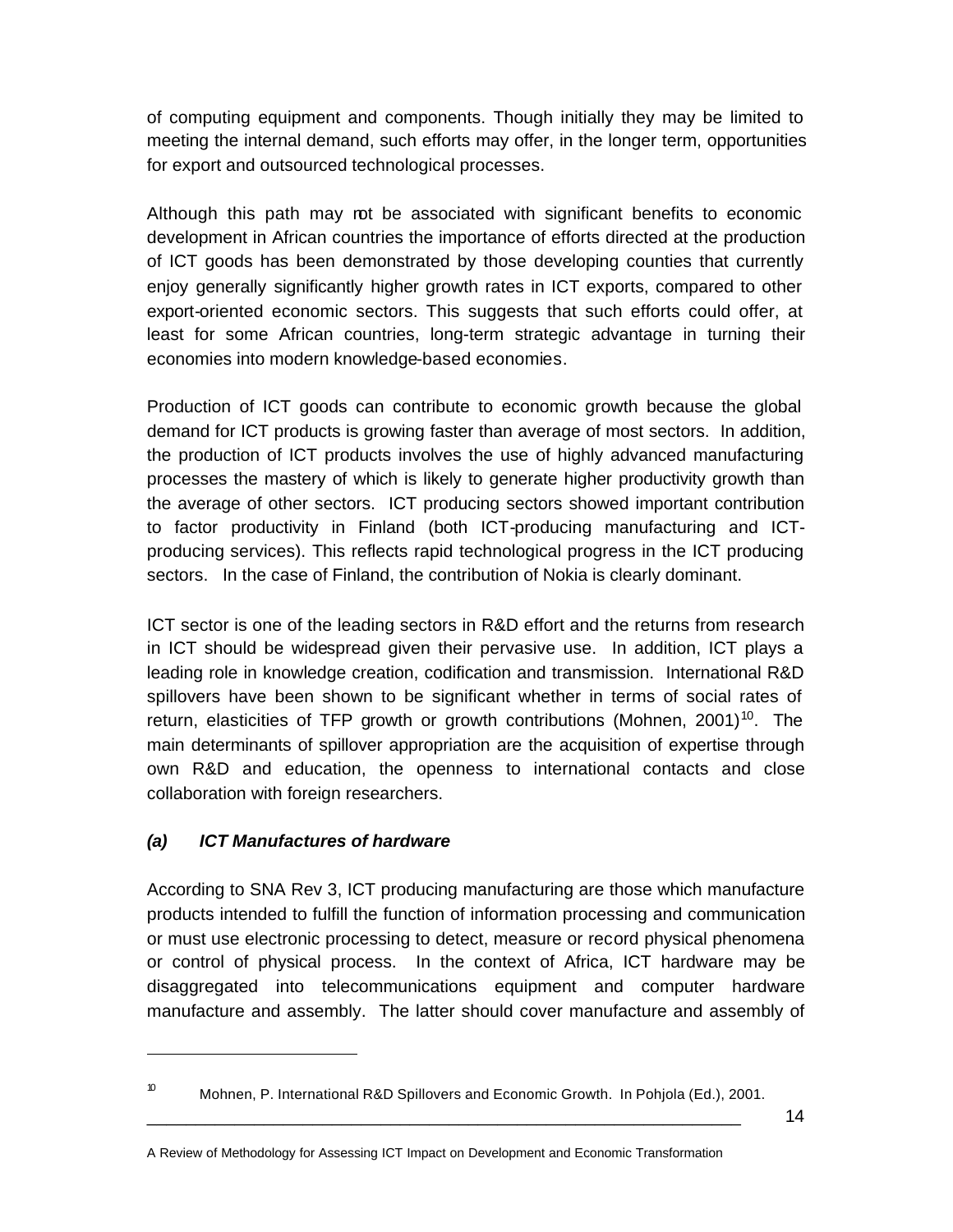of computing equipment and components. Though initially they may be limited to meeting the internal demand, such efforts may offer, in the longer term, opportunities for export and outsourced technological processes.

Although this path may not be associated with significant benefits to economic development in African countries the importance of efforts directed at the production of ICT goods has been demonstrated by those developing counties that currently enjoy generally significantly higher growth rates in ICT exports, compared to other export-oriented economic sectors. This suggests that such efforts could offer, at least for some African countries, long-term strategic advantage in turning their economies into modern knowledge-based economies.

Production of ICT goods can contribute to economic growth because the global demand for ICT products is growing faster than average of most sectors. In addition, the production of ICT products involves the use of highly advanced manufacturing processes the mastery of which is likely to generate higher productivity growth than the average of other sectors. ICT producing sectors showed important contribution to factor productivity in Finland (both ICT-producing manufacturing and ICT-producing services). This reflects rapid technological progress in the ICT producing sectors. In the case of Finland, the contribution of Nokia is clearly dominant.

ICT sector is one of the leading sectors in R&D effort and the returns from research in ICT should be widespread given their pervasive use. In addition, ICT plays a leading role in knowledge creation, codification and transmission. International R&D spillovers have been shown to be significant whether in terms of social rates of return, elasticities of TFP growth or growth contributions (Mohnen, 2001)[10]. The main determinants of spillover appropriation are the acquisition of expertise through own R&D and education, the openness to international contacts and close collaboration with foreign researchers.

### *(a) ICT Manufactures of hardware*

According to SNA Rev 3, ICT producing manufacturing are those which manufacture products intended to fulfill the function of information processing and communication or must use electronic processing to detect, measure or record physical phenomena or control of physical process. In the context of Africa, ICT hardware may be disaggregated into telecommunications equipment and computer hardware manufacture and assembly. The latter should cover manufacture and assembly of

---

[10] Mohnen, P. International R&D Spillovers and Economic Growth. In Pohjola (Ed.), 2001.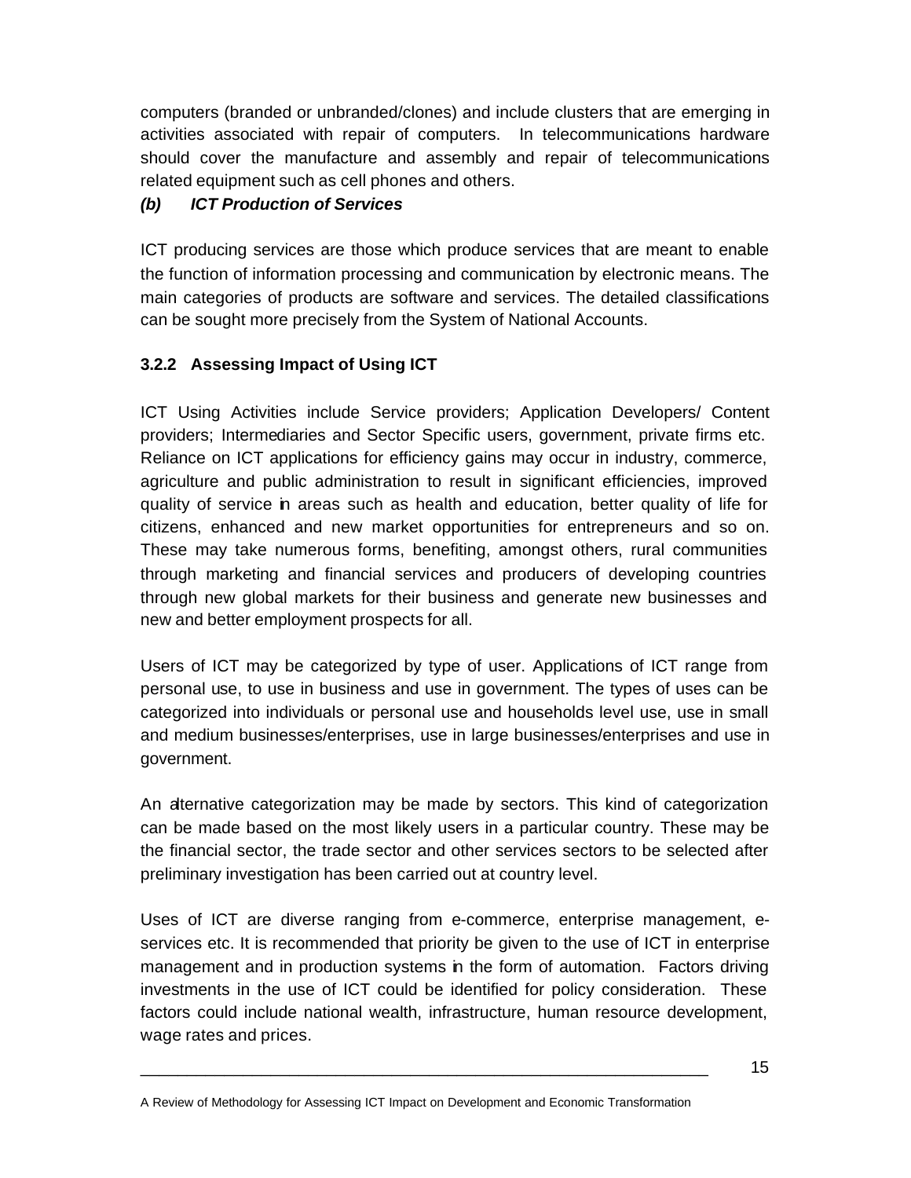computers (branded or unbranded/clones) and include clusters that are emerging in activities associated with repair of computers. In telecommunications hardware should cover the manufacture and assembly and repair of telecommunications related equipment such as cell phones and others.

***(b) ICT Production of Services***

ICT producing services are those which produce services that are meant to enable the function of information processing and communication by electronic means. The main categories of products are software and services. The detailed classifications can be sought more precisely from the System of National Accounts.

### 3.2.2 Assessing Impact of Using ICT

ICT Using Activities include Service providers; Application Developers/ Content providers; Intermediaries and Sector Specific users, government, private firms etc. Reliance on ICT applications for efficiency gains may occur in industry, commerce, agriculture and public administration to result in significant efficiencies, improved quality of service in areas such as health and education, better quality of life for citizens, enhanced and new market opportunities for entrepreneurs and so on. These may take numerous forms, benefiting, amongst others, rural communities through marketing and financial services and producers of developing countries through new global markets for their business and generate new businesses and new and better employment prospects for all.

Users of ICT may be categorized by type of user. Applications of ICT range from personal use, to use in business and use in government. The types of uses can be categorized into individuals or personal use and households level use, use in small and medium businesses/enterprises, use in large businesses/enterprises and use in government.

An alternative categorization may be made by sectors. This kind of categorization can be made based on the most likely users in a particular country. These may be the financial sector, the trade sector and other services sectors to be selected after preliminary investigation has been carried out at country level.

Uses of ICT are diverse ranging from e-commerce, enterprise management, e-services etc. It is recommended that priority be given to the use of ICT in enterprise management and in production systems in the form of automation. Factors driving investments in the use of ICT could be identified for policy consideration. These factors could include national wealth, infrastructure, human resource development, wage rates and prices.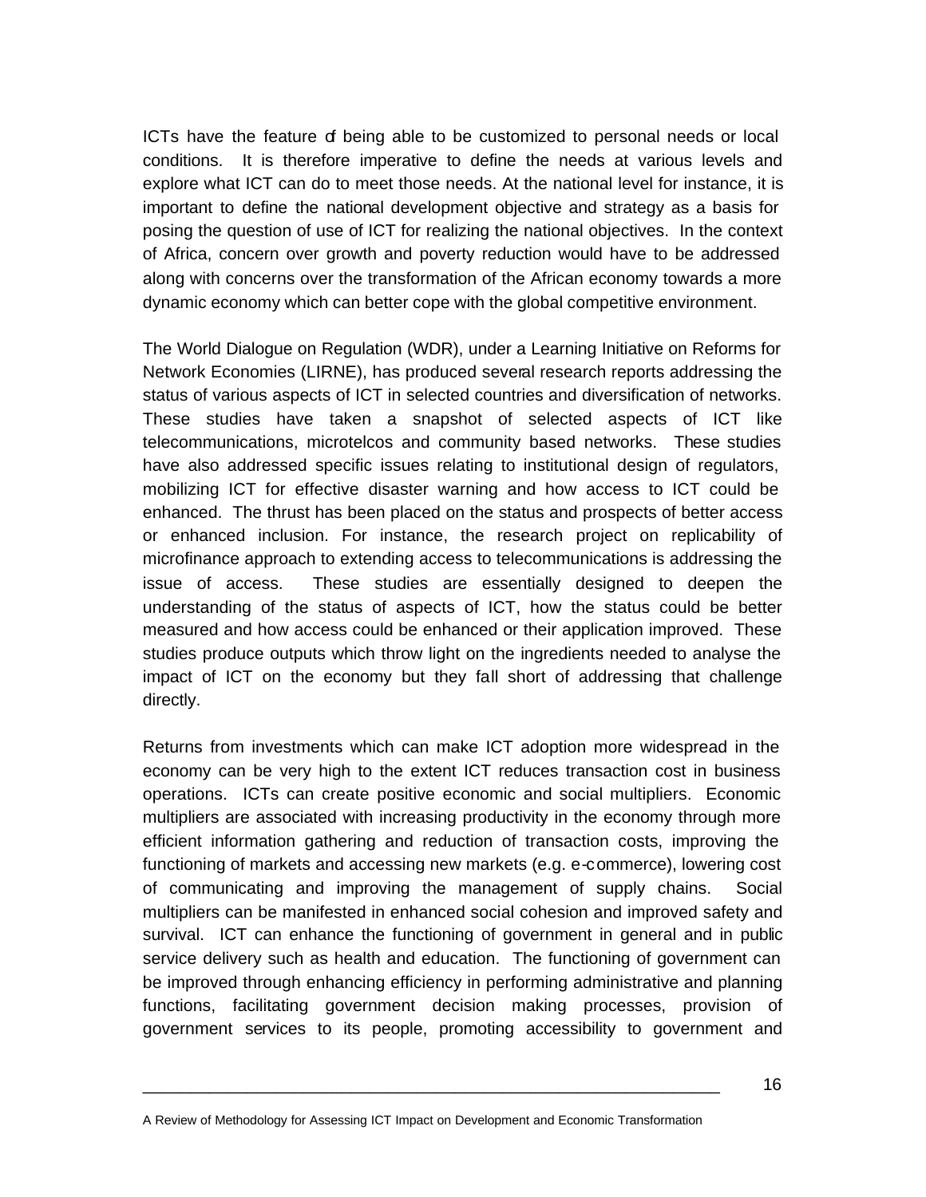ICTs have the feature of being able to be customized to personal needs or local conditions. It is therefore imperative to define the needs at various levels and explore what ICT can do to meet those needs. At the national level for instance, it is important to define the national development objective and strategy as a basis for posing the question of use of ICT for realizing the national objectives. In the context of Africa, concern over growth and poverty reduction would have to be addressed along with concerns over the transformation of the African economy towards a more dynamic economy which can better cope with the global competitive environment.

The World Dialogue on Regulation (WDR), under a Learning Initiative on Reforms for Network Economies (LIRNE), has produced several research reports addressing the status of various aspects of ICT in selected countries and diversification of networks. These studies have taken a snapshot of selected aspects of ICT like telecommunications, microtelcos and community based networks. These studies have also addressed specific issues relating to institutional design of regulators, mobilizing ICT for effective disaster warning and how access to ICT could be enhanced. The thrust has been placed on the status and prospects of better access or enhanced inclusion. For instance, the research project on replicability of microfinance approach to extending access to telecommunications is addressing the issue of access. These studies are essentially designed to deepen the understanding of the status of aspects of ICT, how the status could be better measured and how access could be enhanced or their application improved. These studies produce outputs which throw light on the ingredients needed to analyse the impact of ICT on the economy but they fall short of addressing that challenge directly.

Returns from investments which can make ICT adoption more widespread in the economy can be very high to the extent ICT reduces transaction cost in business operations. ICTs can create positive economic and social multipliers. Economic multipliers are associated with increasing productivity in the economy through more efficient information gathering and reduction of transaction costs, improving the functioning of markets and accessing new markets (e.g. e-commerce), lowering cost of communicating and improving the management of supply chains. Social multipliers can be manifested in enhanced social cohesion and improved safety and survival. ICT can enhance the functioning of government in general and in public service delivery such as health and education. The functioning of government can be improved through enhancing efficiency in performing administrative and planning functions, facilitating government decision making processes, provision of government services to its people, promoting accessibility to government and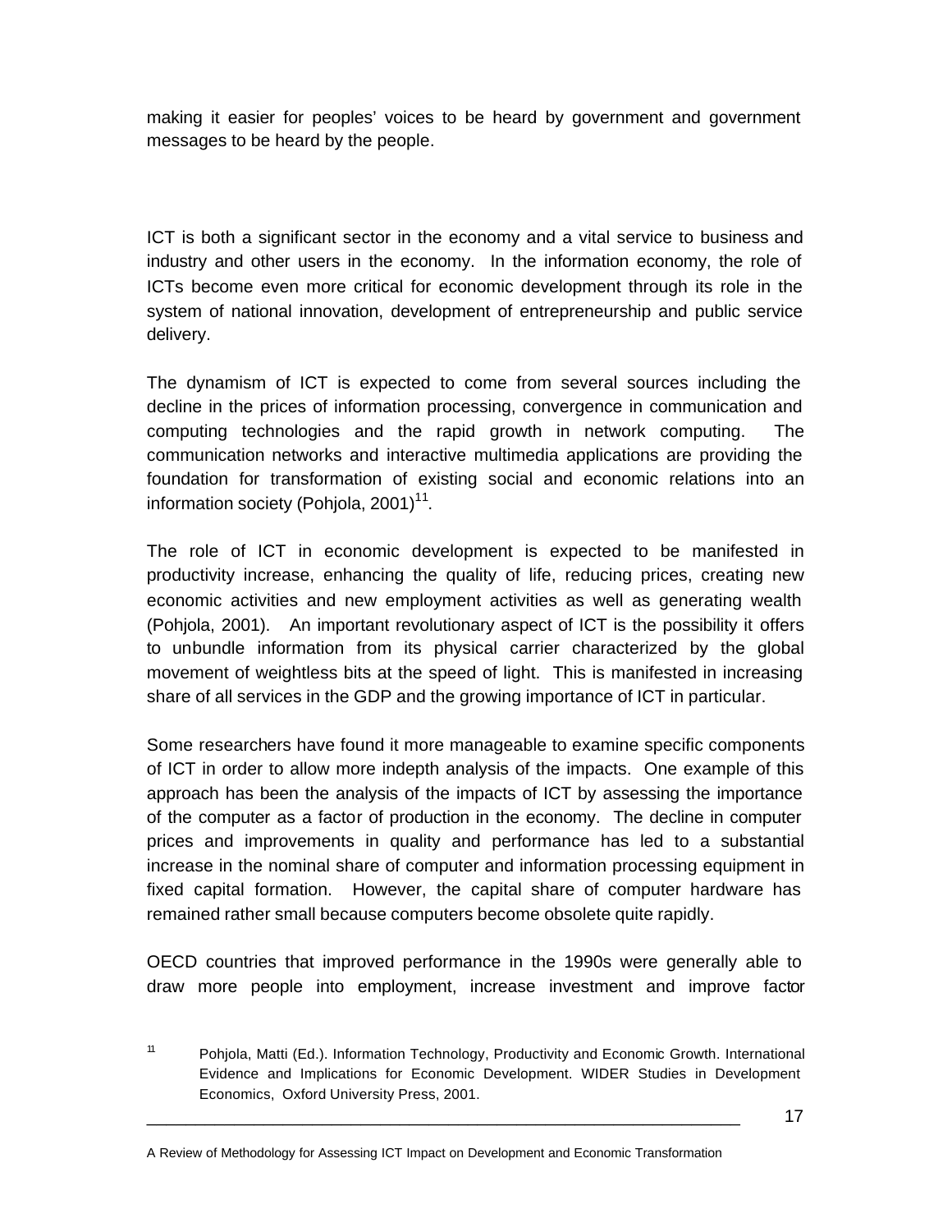making it easier for peoples' voices to be heard by government and government messages to be heard by the people.

ICT is both a significant sector in the economy and a vital service to business and industry and other users in the economy. In the information economy, the role of ICTs become even more critical for economic development through its role in the system of national innovation, development of entrepreneurship and public service delivery.

The dynamism of ICT is expected to come from several sources including the decline in the prices of information processing, convergence in communication and computing technologies and the rapid growth in network computing. The communication networks and interactive multimedia applications are providing the foundation for transformation of existing social and economic relations into an information society (Pohjola, 2001)[11].

The role of ICT in economic development is expected to be manifested in productivity increase, enhancing the quality of life, reducing prices, creating new economic activities and new employment activities as well as generating wealth (Pohjola, 2001). An important revolutionary aspect of ICT is the possibility it offers to unbundle information from its physical carrier characterized by the global movement of weightless bits at the speed of light. This is manifested in increasing share of all services in the GDP and the growing importance of ICT in particular.

Some researchers have found it more manageable to examine specific components of ICT in order to allow more indepth analysis of the impacts. One example of this approach has been the analysis of the impacts of ICT by assessing the importance of the computer as a factor of production in the economy. The decline in computer prices and improvements in quality and performance has led to a substantial increase in the nominal share of computer and information processing equipment in fixed capital formation. However, the capital share of computer hardware has remained rather small because computers become obsolete quite rapidly.

OECD countries that improved performance in the 1990s were generally able to draw more people into employment, increase investment and improve factor

[11] Pohjola, Matti (Ed.). Information Technology, Productivity and Economic Growth. International Evidence and Implications for Economic Development. WIDER Studies in Development Economics, Oxford University Press, 2001.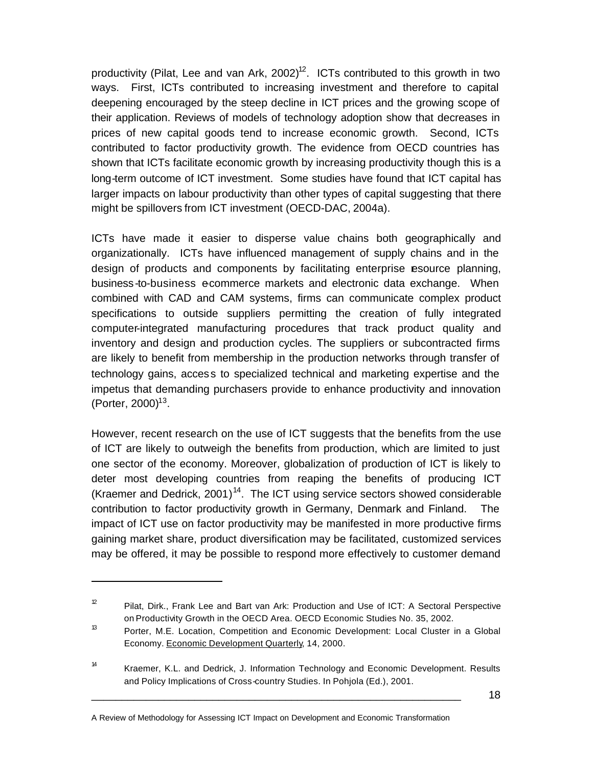productivity (Pilat, Lee and van Ark, 2002)[12]. ICTs contributed to this growth in two ways. First, ICTs contributed to increasing investment and therefore to capital deepening encouraged by the steep decline in ICT prices and the growing scope of their application. Reviews of models of technology adoption show that decreases in prices of new capital goods tend to increase economic growth. Second, ICTs contributed to factor productivity growth. The evidence from OECD countries has shown that ICTs facilitate economic growth by increasing productivity though this is a long-term outcome of ICT investment. Some studies have found that ICT capital has larger impacts on labour productivity than other types of capital suggesting that there might be spillovers from ICT investment (OECD-DAC, 2004a).

ICTs have made it easier to disperse value chains both geographically and organizationally. ICTs have influenced management of supply chains and in the design of products and components by facilitating enterprise resource planning, business-to-business e-commerce markets and electronic data exchange. When combined with CAD and CAM systems, firms can communicate complex product specifications to outside suppliers permitting the creation of fully integrated computer-integrated manufacturing procedures that track product quality and inventory and design and production cycles. The suppliers or subcontracted firms are likely to benefit from membership in the production networks through transfer of technology gains, access to specialized technical and marketing expertise and the impetus that demanding purchasers provide to enhance productivity and innovation (Porter, 2000)[13].

However, recent research on the use of ICT suggests that the benefits from the use of ICT are likely to outweigh the benefits from production, which are limited to just one sector of the economy. Moreover, globalization of production of ICT is likely to deter most developing countries from reaping the benefits of producing ICT (Kraemer and Dedrick, 2001)[14]. The ICT using service sectors showed considerable contribution to factor productivity growth in Germany, Denmark and Finland. The impact of ICT use on factor productivity may be manifested in more productive firms gaining market share, product diversification may be facilitated, customized services may be offered, it may be possible to respond more effectively to customer demand

---

[12] Pilat, Dirk., Frank Lee and Bart van Ark: Production and Use of ICT: A Sectoral Perspective on Productivity Growth in the OECD Area. OECD Economic Studies No. 35, 2002.

[13] Porter, M.E. Location, Competition and Economic Development: Local Cluster in a Global Economy. Economic Development Quarterly, 14, 2000.

[14] Kraemer, K.L. and Dedrick, J. Information Technology and Economic Development. Results and Policy Implications of Cross-country Studies. In Pohjola (Ed.), 2001.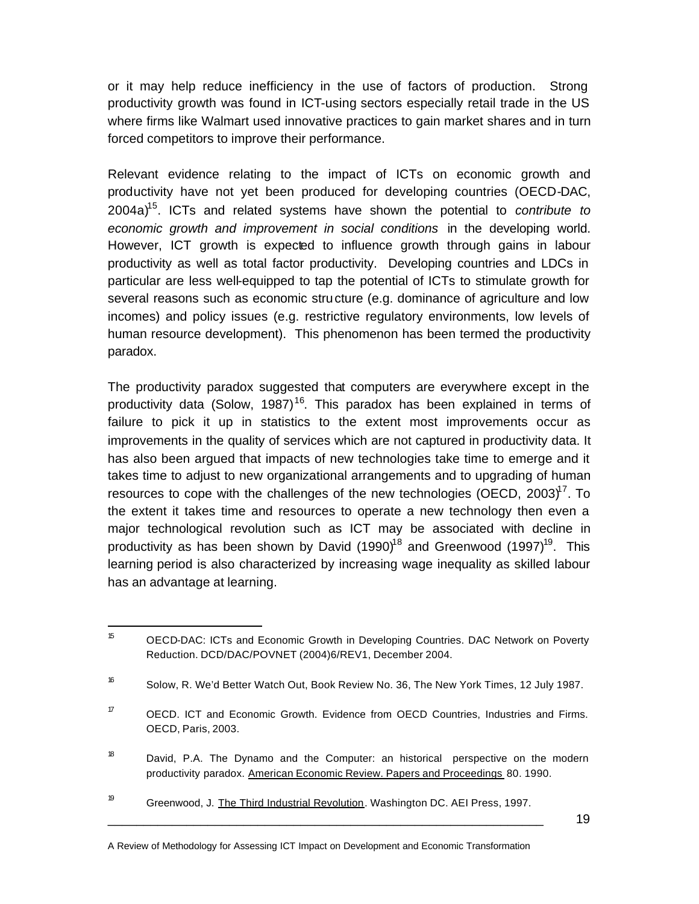or it may help reduce inefficiency in the use of factors of production. Strong productivity growth was found in ICT-using sectors especially retail trade in the US where firms like Walmart used innovative practices to gain market shares and in turn forced competitors to improve their performance.

Relevant evidence relating to the impact of ICTs on economic growth and productivity have not yet been produced for developing countries (OECD-DAC, 2004a)[15]. ICTs and related systems have shown the potential to *contribute to economic growth and improvement in social conditions* in the developing world. However, ICT growth is expected to influence growth through gains in labour productivity as well as total factor productivity. Developing countries and LDCs in particular are less well-equipped to tap the potential of ICTs to stimulate growth for several reasons such as economic structure (e.g. dominance of agriculture and low incomes) and policy issues (e.g. restrictive regulatory environments, low levels of human resource development). This phenomenon has been termed the productivity paradox.

The productivity paradox suggested that computers are everywhere except in the productivity data (Solow, 1987)[16]. This paradox has been explained in terms of failure to pick it up in statistics to the extent most improvements occur as improvements in the quality of services which are not captured in productivity data. It has also been argued that impacts of new technologies take time to emerge and it takes time to adjust to new organizational arrangements and to upgrading of human resources to cope with the challenges of the new technologies (OECD, 2003)[17]. To the extent it takes time and resources to operate a new technology then even a major technological revolution such as ICT may be associated with decline in productivity as has been shown by David (1990)[18] and Greenwood (1997)[19]. This learning period is also characterized by increasing wage inequality as skilled labour has an advantage at learning.

---

[15] OECD-DAC: ICTs and Economic Growth in Developing Countries. DAC Network on Poverty Reduction. DCD/DAC/POVNET (2004)6/REV1, December 2004.

[16] Solow, R. We'd Better Watch Out, Book Review No. 36, The New York Times, 12 July 1987.

[17] OECD. ICT and Economic Growth. Evidence from OECD Countries, Industries and Firms. OECD, Paris, 2003.

[18] David, P.A. The Dynamo and the Computer: an historical perspective on the modern productivity paradox. American Economic Review. Papers and Proceedings 80. 1990.

[19] Greenwood, J. The Third Industrial Revolution. Washington DC. AEI Press, 1997.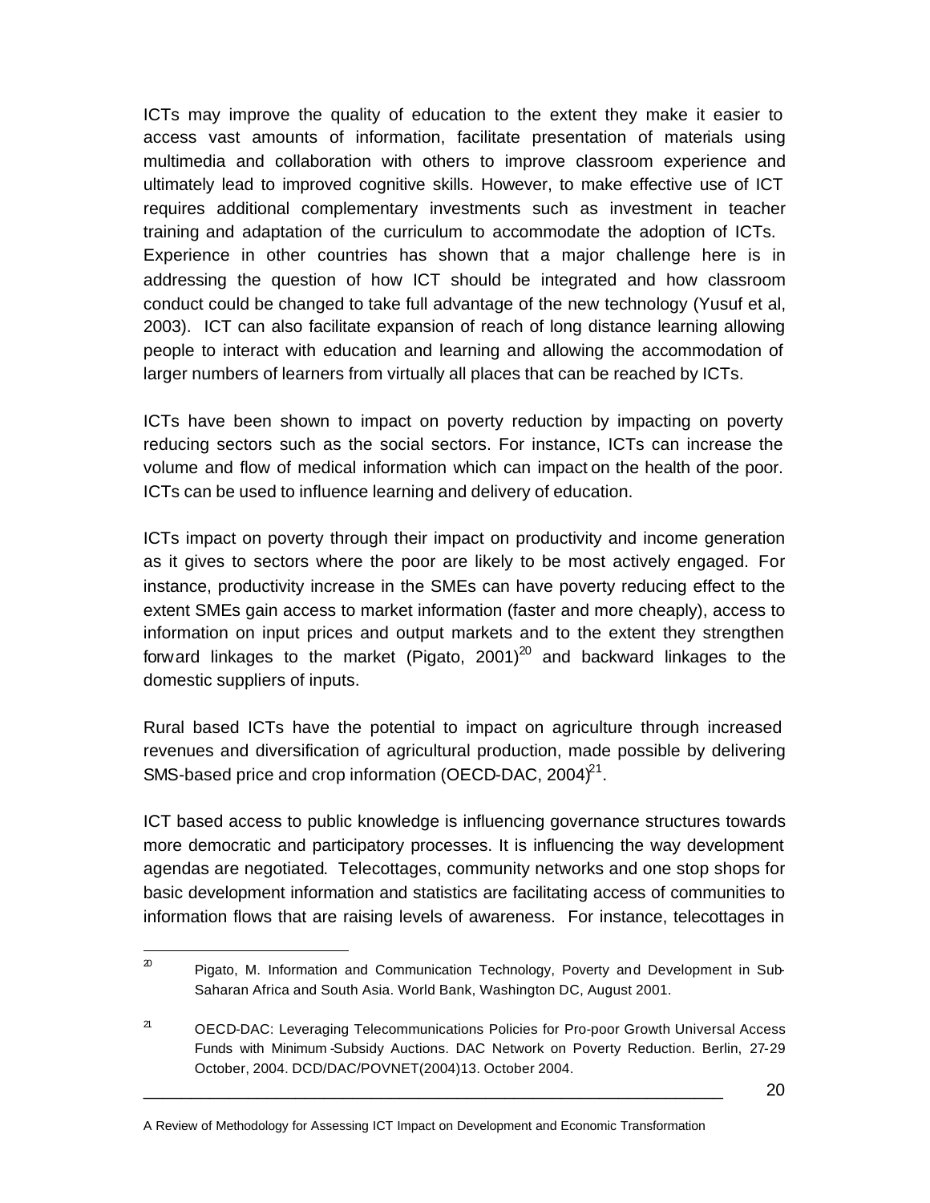ICTs may improve the quality of education to the extent they make it easier to access vast amounts of information, facilitate presentation of materials using multimedia and collaboration with others to improve classroom experience and ultimately lead to improved cognitive skills. However, to make effective use of ICT requires additional complementary investments such as investment in teacher training and adaptation of the curriculum to accommodate the adoption of ICTs. Experience in other countries has shown that a major challenge here is in addressing the question of how ICT should be integrated and how classroom conduct could be changed to take full advantage of the new technology (Yusuf et al, 2003). ICT can also facilitate expansion of reach of long distance learning allowing people to interact with education and learning and allowing the accommodation of larger numbers of learners from virtually all places that can be reached by ICTs.

ICTs have been shown to impact on poverty reduction by impacting on poverty reducing sectors such as the social sectors. For instance, ICTs can increase the volume and flow of medical information which can impact on the health of the poor. ICTs can be used to influence learning and delivery of education.

ICTs impact on poverty through their impact on productivity and income generation as it gives to sectors where the poor are likely to be most actively engaged. For instance, productivity increase in the SMEs can have poverty reducing effect to the extent SMEs gain access to market information (faster and more cheaply), access to information on input prices and output markets and to the extent they strengthen forward linkages to the market (Pigato, 2001)[20] and backward linkages to the domestic suppliers of inputs.

Rural based ICTs have the potential to impact on agriculture through increased revenues and diversification of agricultural production, made possible by delivering SMS-based price and crop information (OECD-DAC, 2004)[21].

ICT based access to public knowledge is influencing governance structures towards more democratic and participatory processes. It is influencing the way development agendas are negotiated. Telecottages, community networks and one stop shops for basic development information and statistics are facilitating access of communities to information flows that are raising levels of awareness. For instance, telecottages in

[20] Pigato, M. Information and Communication Technology, Poverty and Development in Sub-Saharan Africa and South Asia. World Bank, Washington DC, August 2001.

[21] OECD-DAC: Leveraging Telecommunications Policies for Pro-poor Growth Universal Access Funds with Minimum-Subsidy Auctions. DAC Network on Poverty Reduction. Berlin, 27-29 October, 2004. DCD/DAC/POVNET(2004)13. October 2004.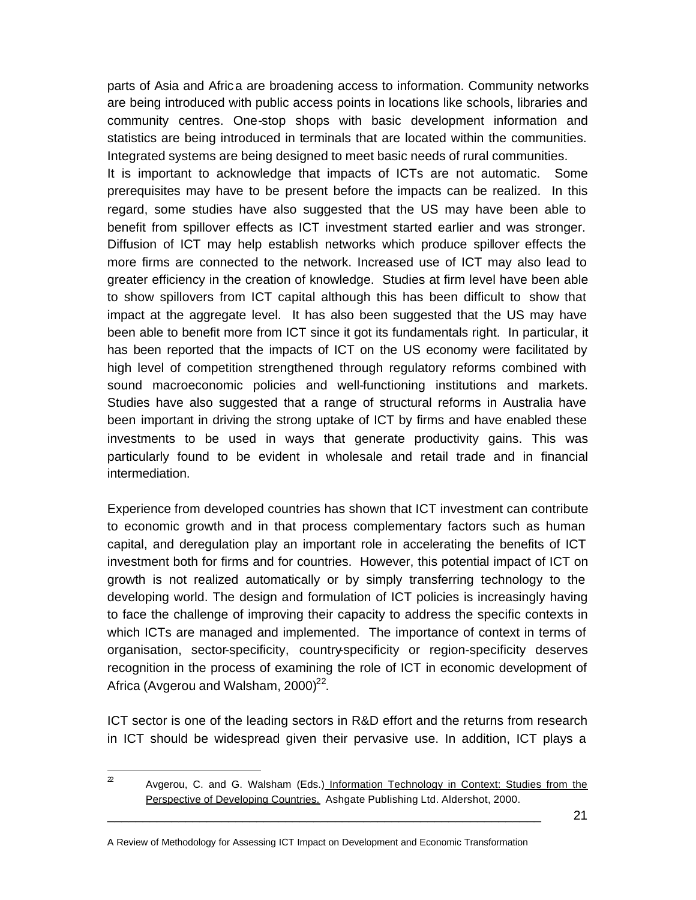parts of Asia and Africa are broadening access to information. Community networks are being introduced with public access points in locations like schools, libraries and community centres. One-stop shops with basic development information and statistics are being introduced in terminals that are located within the communities. Integrated systems are being designed to meet basic needs of rural communities.
It is important to acknowledge that impacts of ICTs are not automatic. Some prerequisites may have to be present before the impacts can be realized. In this regard, some studies have also suggested that the US may have been able to benefit from spillover effects as ICT investment started earlier and was stronger. Diffusion of ICT may help establish networks which produce spillover effects the more firms are connected to the network. Increased use of ICT may also lead to greater efficiency in the creation of knowledge. Studies at firm level have been able to show spillovers from ICT capital although this has been difficult to show that impact at the aggregate level. It has also been suggested that the US may have been able to benefit more from ICT since it got its fundamentals right. In particular, it has been reported that the impacts of ICT on the US economy were facilitated by high level of competition strengthened through regulatory reforms combined with sound macroeconomic policies and well-functioning institutions and markets. Studies have also suggested that a range of structural reforms in Australia have been important in driving the strong uptake of ICT by firms and have enabled these investments to be used in ways that generate productivity gains. This was particularly found to be evident in wholesale and retail trade and in financial intermediation.

Experience from developed countries has shown that ICT investment can contribute to economic growth and in that process complementary factors such as human capital, and deregulation play an important role in accelerating the benefits of ICT investment both for firms and for countries. However, this potential impact of ICT on growth is not realized automatically or by simply transferring technology to the developing world. The design and formulation of ICT policies is increasingly having to face the challenge of improving their capacity to address the specific contexts in which ICTs are managed and implemented. The importance of context in terms of organisation, sector-specificity, country-specificity or region-specificity deserves recognition in the process of examining the role of ICT in economic development of Africa (Avgerou and Walsham, 2000)[22].

ICT sector is one of the leading sectors in R&D effort and the returns from research in ICT should be widespread given their pervasive use. In addition, ICT plays a

---

[22] Avgerou, C. and G. Walsham (Eds.) Information Technology in Context: Studies from the Perspective of Developing Countries. Ashgate Publishing Ltd. Aldershot, 2000.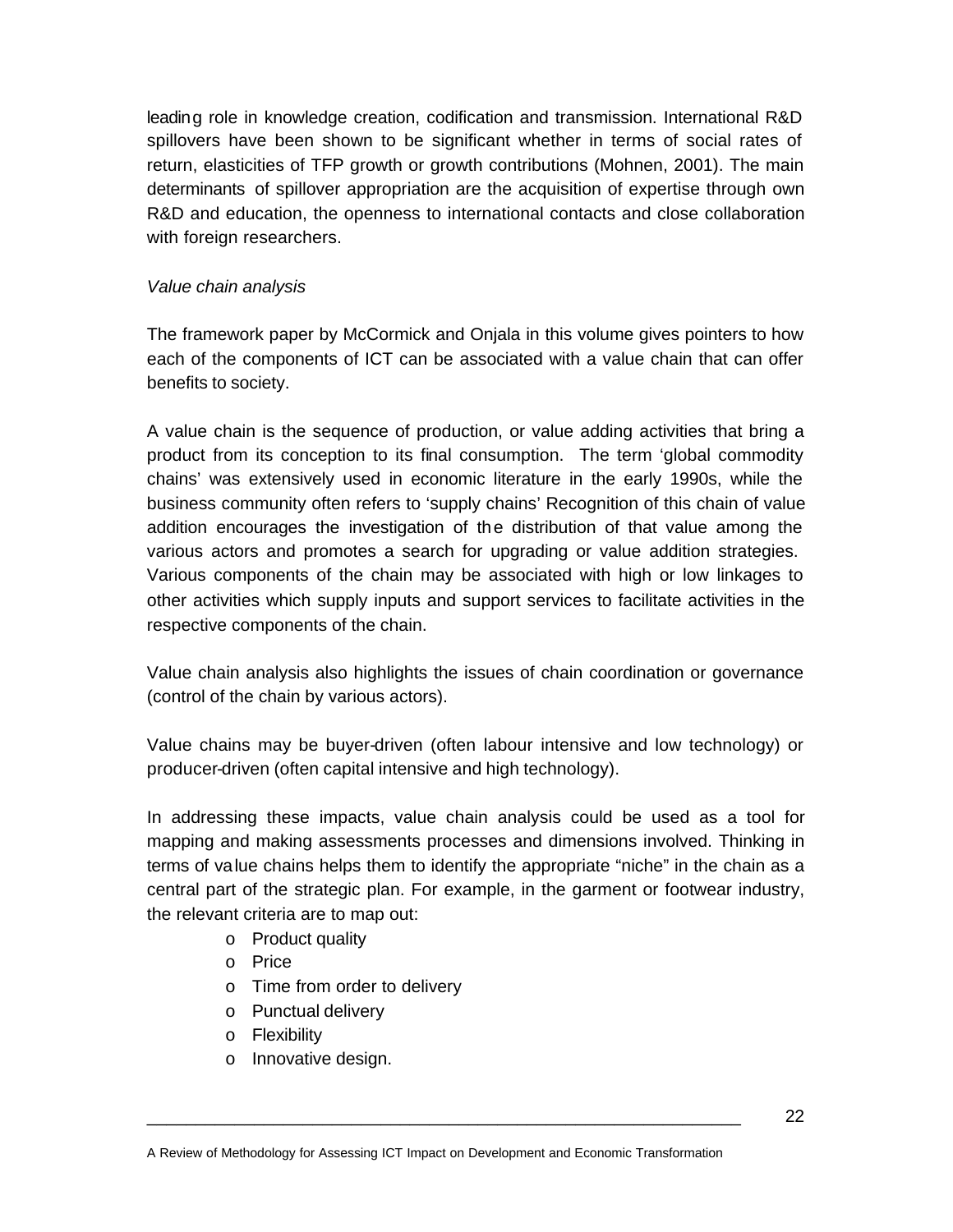leading role in knowledge creation, codification and transmission. International R&D spillovers have been shown to be significant whether in terms of social rates of return, elasticities of TFP growth or growth contributions (Mohnen, 2001). The main determinants of spillover appropriation are the acquisition of expertise through own R&D and education, the openness to international contacts and close collaboration with foreign researchers.

*Value chain analysis*

The framework paper by McCormick and Onjala in this volume gives pointers to how each of the components of ICT can be associated with a value chain that can offer benefits to society.

A value chain is the sequence of production, or value adding activities that bring a product from its conception to its final consumption. The term 'global commodity chains' was extensively used in economic literature in the early 1990s, while the business community often refers to 'supply chains' Recognition of this chain of value addition encourages the investigation of the distribution of that value among the various actors and promotes a search for upgrading or value addition strategies. Various components of the chain may be associated with high or low linkages to other activities which supply inputs and support services to facilitate activities in the respective components of the chain.

Value chain analysis also highlights the issues of chain coordination or governance (control of the chain by various actors).

Value chains may be buyer-driven (often labour intensive and low technology) or producer-driven (often capital intensive and high technology).

In addressing these impacts, value chain analysis could be used as a tool for mapping and making assessments processes and dimensions involved. Thinking in terms of value chains helps them to identify the appropriate "niche" in the chain as a central part of the strategic plan. For example, in the garment or footwear industry, the relevant criteria are to map out:

- Product quality
- Price
- Time from order to delivery
- Punctual delivery
- Flexibility
- Innovative design.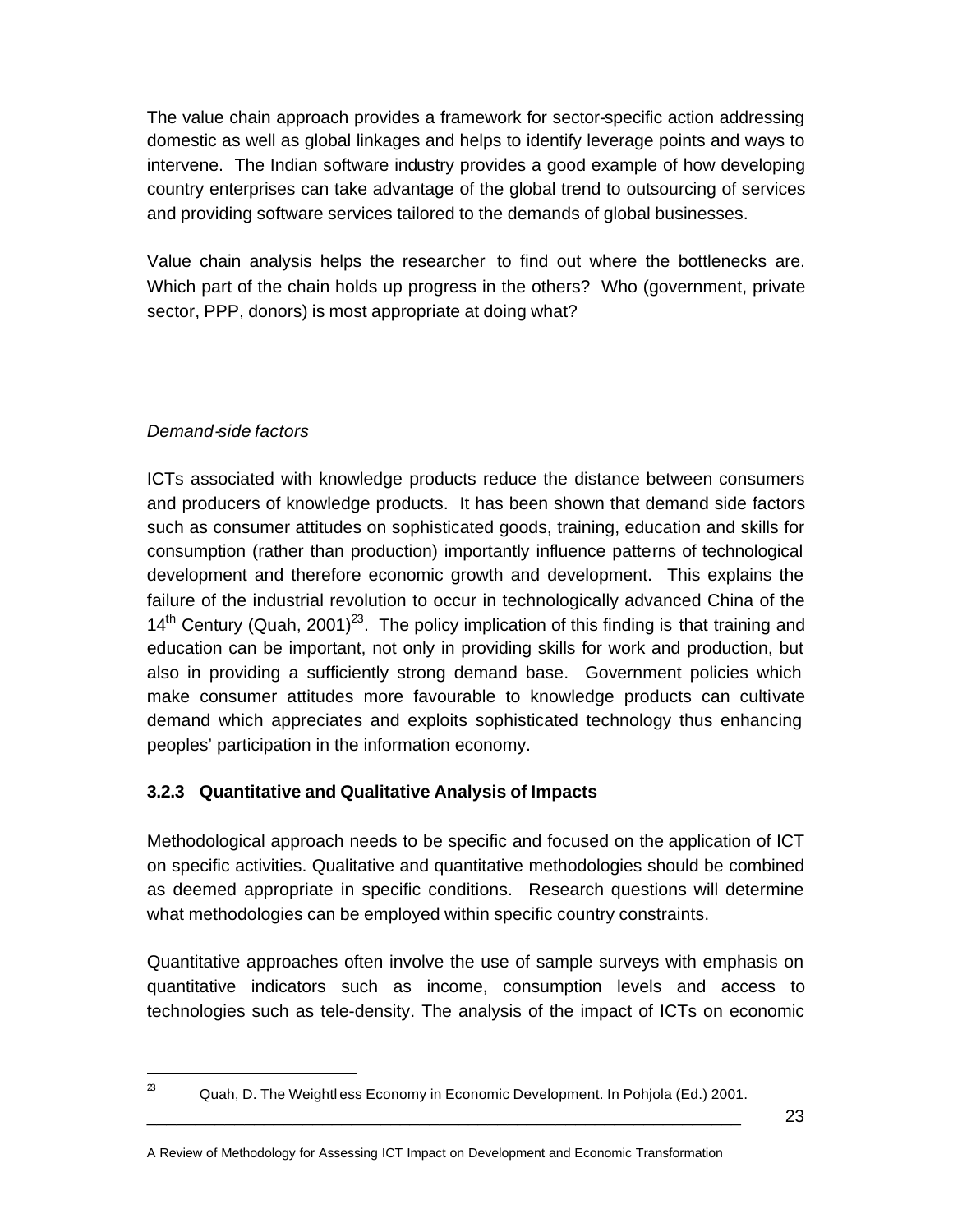The value chain approach provides a framework for sector-specific action addressing domestic as well as global linkages and helps to identify leverage points and ways to intervene. The Indian software industry provides a good example of how developing country enterprises can take advantage of the global trend to outsourcing of services and providing software services tailored to the demands of global businesses.

Value chain analysis helps the researcher to find out where the bottlenecks are. Which part of the chain holds up progress in the others? Who (government, private sector, PPP, donors) is most appropriate at doing what?

*Demand-side factors*

ICTs associated with knowledge products reduce the distance between consumers and producers of knowledge products. It has been shown that demand side factors such as consumer attitudes on sophisticated goods, training, education and skills for consumption (rather than production) importantly influence patterns of technological development and therefore economic growth and development. This explains the failure of the industrial revolution to occur in technologically advanced China of the 14th Century (Quah, 2001)[23]. The policy implication of this finding is that training and education can be important, not only in providing skills for work and production, but also in providing a sufficiently strong demand base. Government policies which make consumer attitudes more favourable to knowledge products can cultivate demand which appreciates and exploits sophisticated technology thus enhancing peoples' participation in the information economy.

### 3.2.3 Quantitative and Qualitative Analysis of Impacts

Methodological approach needs to be specific and focused on the application of ICT on specific activities. Qualitative and quantitative methodologies should be combined as deemed appropriate in specific conditions. Research questions will determine what methodologies can be employed within specific country constraints.

Quantitative approaches often involve the use of sample surveys with emphasis on quantitative indicators such as income, consumption levels and access to technologies such as tele-density. The analysis of the impact of ICTs on economic

[23] Quah, D. The Weightless Economy in Economic Development. In Pohjola (Ed.) 2001.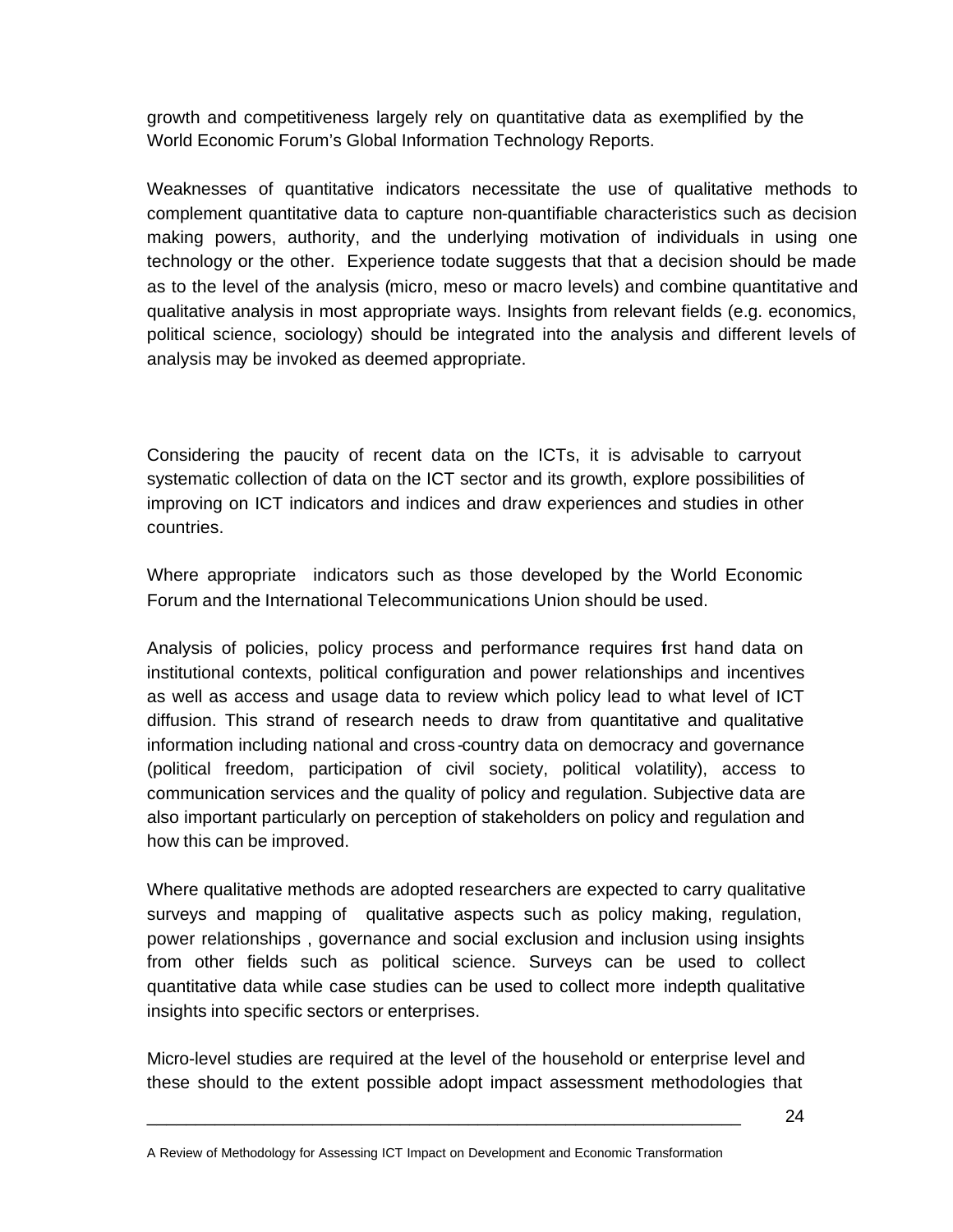growth and competitiveness largely rely on quantitative data as exemplified by the World Economic Forum's Global Information Technology Reports.

Weaknesses of quantitative indicators necessitate the use of qualitative methods to complement quantitative data to capture non-quantifiable characteristics such as decision making powers, authority, and the underlying motivation of individuals in using one technology or the other. Experience todate suggests that that a decision should be made as to the level of the analysis (micro, meso or macro levels) and combine quantitative and qualitative analysis in most appropriate ways. Insights from relevant fields (e.g. economics, political science, sociology) should be integrated into the analysis and different levels of analysis may be invoked as deemed appropriate.

Considering the paucity of recent data on the ICTs, it is advisable to carryout systematic collection of data on the ICT sector and its growth, explore possibilities of improving on ICT indicators and indices and draw experiences and studies in other countries.

Where appropriate indicators such as those developed by the World Economic Forum and the International Telecommunications Union should be used.

Analysis of policies, policy process and performance requires first hand data on institutional contexts, political configuration and power relationships and incentives as well as access and usage data to review which policy lead to what level of ICT diffusion. This strand of research needs to draw from quantitative and qualitative information including national and cross-country data on democracy and governance (political freedom, participation of civil society, political volatility), access to communication services and the quality of policy and regulation. Subjective data are also important particularly on perception of stakeholders on policy and regulation and how this can be improved.

Where qualitative methods are adopted researchers are expected to carry qualitative surveys and mapping of qualitative aspects such as policy making, regulation, power relationships , governance and social exclusion and inclusion using insights from other fields such as political science. Surveys can be used to collect quantitative data while case studies can be used to collect more indepth qualitative insights into specific sectors or enterprises.

Micro-level studies are required at the level of the household or enterprise level and these should to the extent possible adopt impact assessment methodologies that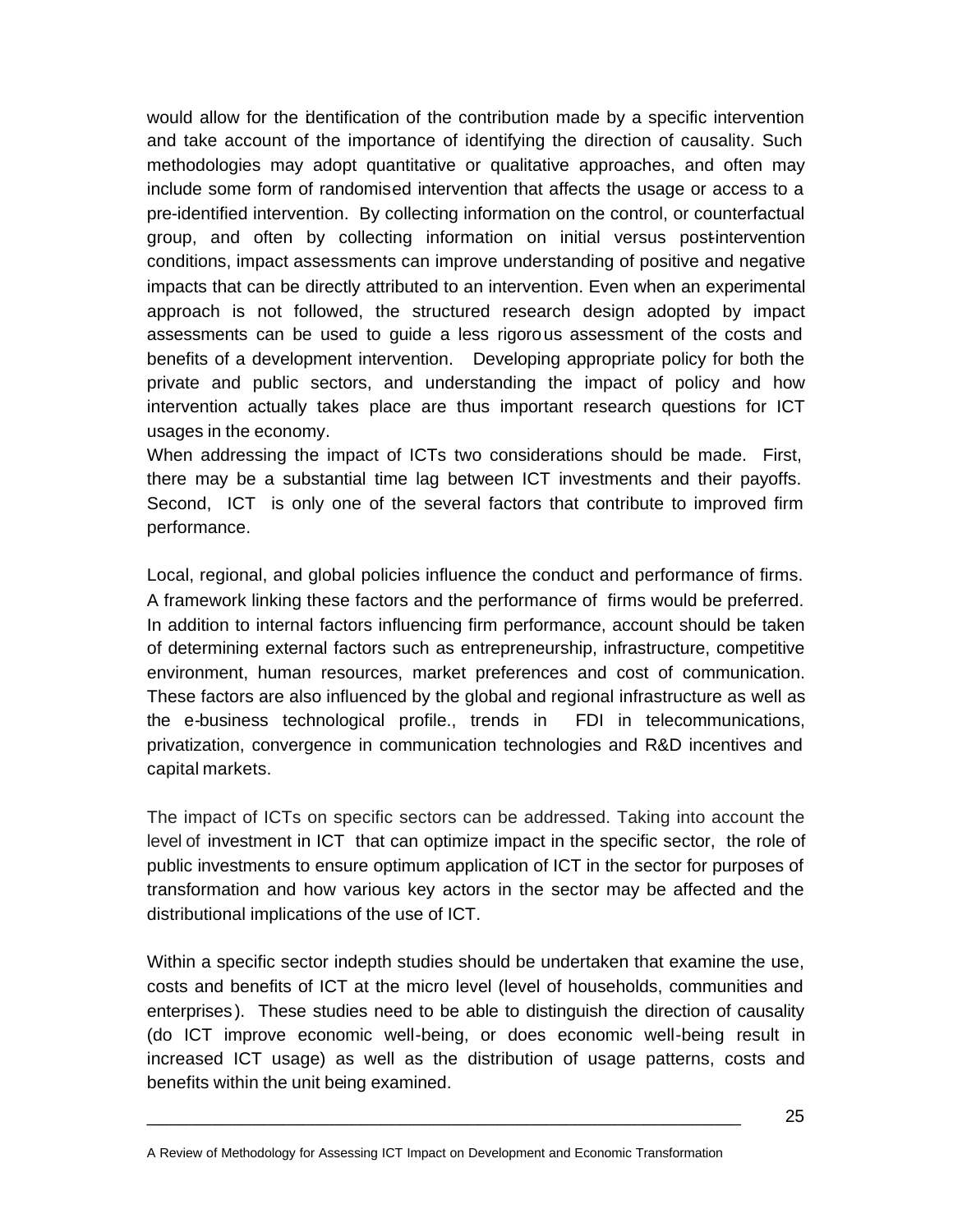would allow for the identification of the contribution made by a specific intervention and take account of the importance of identifying the direction of causality. Such methodologies may adopt quantitative or qualitative approaches, and often may include some form of randomised intervention that affects the usage or access to a pre-identified intervention. By collecting information on the control, or counterfactual group, and often by collecting information on initial versus post-intervention conditions, impact assessments can improve understanding of positive and negative impacts that can be directly attributed to an intervention. Even when an experimental approach is not followed, the structured research design adopted by impact assessments can be used to guide a less rigorous assessment of the costs and benefits of a development intervention. Developing appropriate policy for both the private and public sectors, and understanding the impact of policy and how intervention actually takes place are thus important research questions for ICT usages in the economy.

When addressing the impact of ICTs two considerations should be made. First, there may be a substantial time lag between ICT investments and their payoffs. Second, ICT is only one of the several factors that contribute to improved firm performance.

Local, regional, and global policies influence the conduct and performance of firms. A framework linking these factors and the performance of firms would be preferred. In addition to internal factors influencing firm performance, account should be taken of determining external factors such as entrepreneurship, infrastructure, competitive environment, human resources, market preferences and cost of communication. These factors are also influenced by the global and regional infrastructure as well as the e-business technological profile., trends in FDI in telecommunications, privatization, convergence in communication technologies and R&D incentives and capital markets.

The impact of ICTs on specific sectors can be addressed. Taking into account the level of investment in ICT that can optimize impact in the specific sector, the role of public investments to ensure optimum application of ICT in the sector for purposes of transformation and how various key actors in the sector may be affected and the distributional implications of the use of ICT.

Within a specific sector indepth studies should be undertaken that examine the use, costs and benefits of ICT at the micro level (level of households, communities and enterprises). These studies need to be able to distinguish the direction of causality (do ICT improve economic well-being, or does economic well-being result in increased ICT usage) as well as the distribution of usage patterns, costs and benefits within the unit being examined.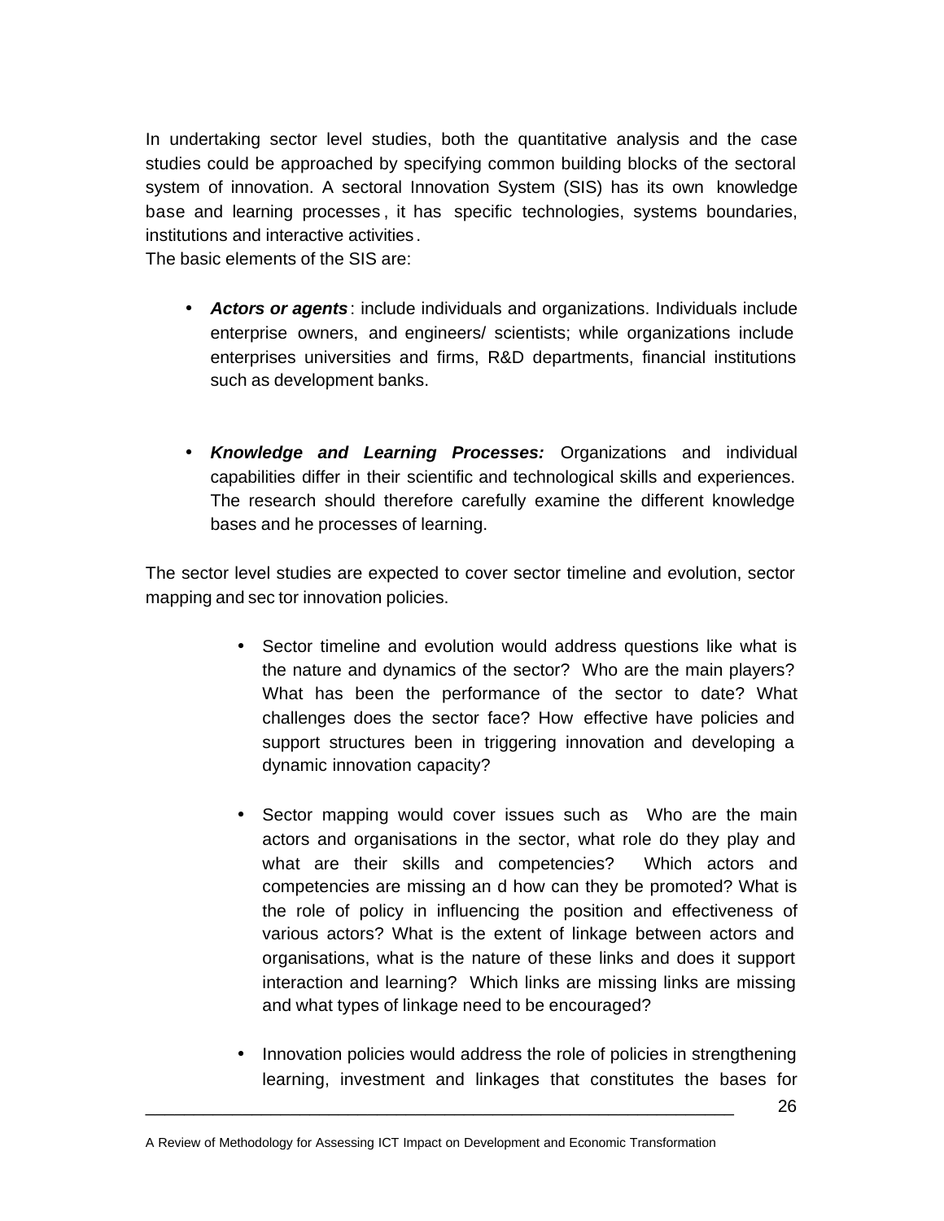In undertaking sector level studies, both the quantitative analysis and the case studies could be approached by specifying common building blocks of the sectoral system of innovation. A sectoral Innovation System (SIS) has its own knowledge base and learning processes, it has specific technologies, systems boundaries, institutions and interactive activities.

The basic elements of the SIS are:

- ***Actors or agents***: include individuals and organizations. Individuals include enterprise owners, and engineers/ scientists; while organizations include enterprises universities and firms, R&D departments, financial institutions such as development banks.

- ***Knowledge and Learning Processes:*** Organizations and individual capabilities differ in their scientific and technological skills and experiences. The research should therefore carefully examine the different knowledge bases and he processes of learning.

The sector level studies are expected to cover sector timeline and evolution, sector mapping and sec tor innovation policies.

- Sector timeline and evolution would address questions like what is the nature and dynamics of the sector? Who are the main players? What has been the performance of the sector to date? What challenges does the sector face? How effective have policies and support structures been in triggering innovation and developing a dynamic innovation capacity?

- Sector mapping would cover issues such as Who are the main actors and organisations in the sector, what role do they play and what are their skills and competencies? Which actors and competencies are missing an d how can they be promoted? What is the role of policy in influencing the position and effectiveness of various actors? What is the extent of linkage between actors and organisations, what is the nature of these links and does it support interaction and learning? Which links are missing links are missing and what types of linkage need to be encouraged?

- Innovation policies would address the role of policies in strengthening learning, investment and linkages that constitutes the bases for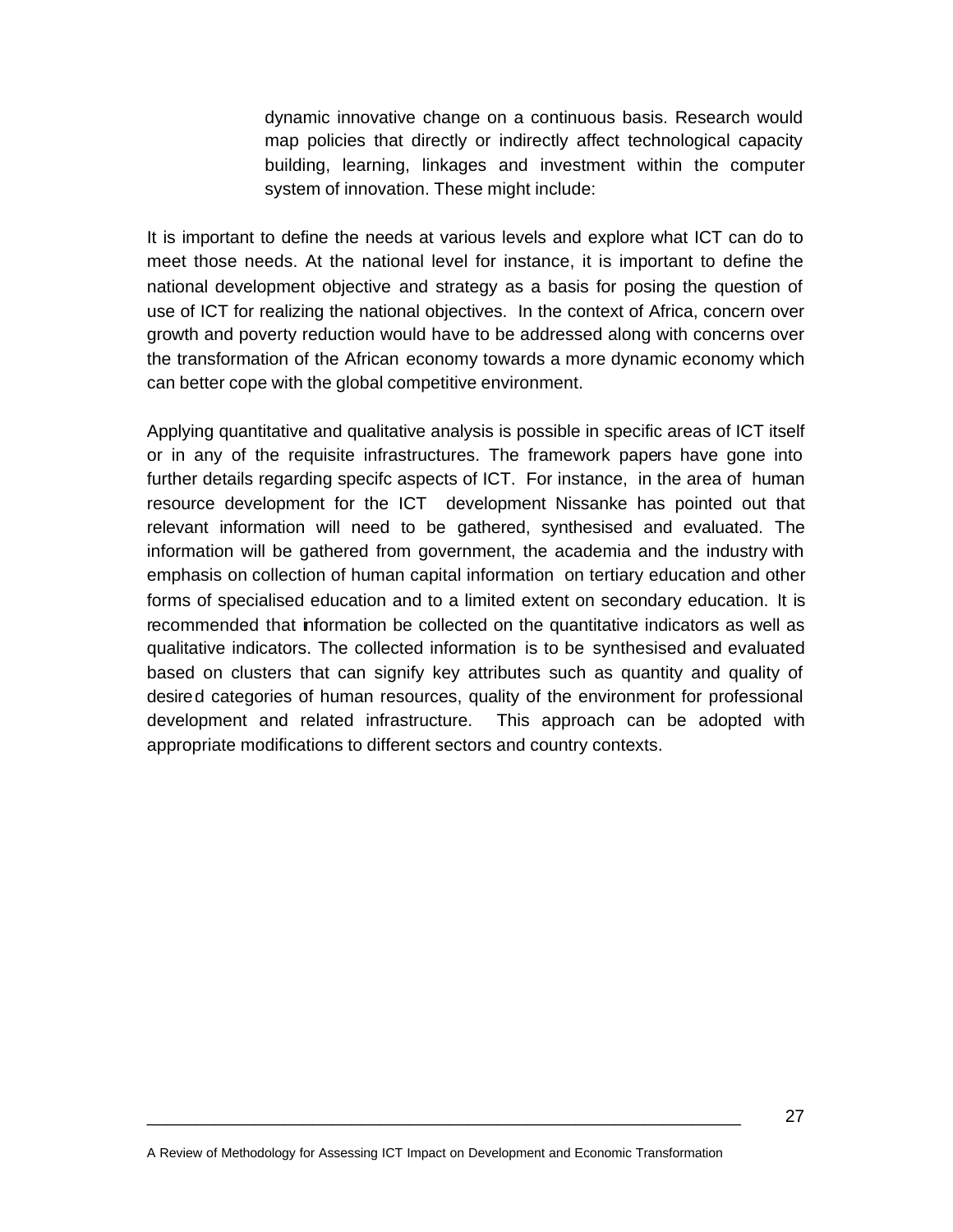dynamic innovative change on a continuous basis. Research would map policies that directly or indirectly affect technological capacity building, learning, linkages and investment within the computer system of innovation. These might include:

It is important to define the needs at various levels and explore what ICT can do to meet those needs. At the national level for instance, it is important to define the national development objective and strategy as a basis for posing the question of use of ICT for realizing the national objectives. In the context of Africa, concern over growth and poverty reduction would have to be addressed along with concerns over the transformation of the African economy towards a more dynamic economy which can better cope with the global competitive environment.

Applying quantitative and qualitative analysis is possible in specific areas of ICT itself or in any of the requisite infrastructures. The framework papers have gone into further details regarding specifc aspects of ICT. For instance, in the area of human resource development for the ICT development Nissanke has pointed out that relevant information will need to be gathered, synthesised and evaluated. The information will be gathered from government, the academia and the industry with emphasis on collection of human capital information on tertiary education and other forms of specialised education and to a limited extent on secondary education. It is recommended that information be collected on the quantitative indicators as well as qualitative indicators. The collected information is to be synthesised and evaluated based on clusters that can signify key attributes such as quantity and quality of desired categories of human resources, quality of the environment for professional development and related infrastructure. This approach can be adopted with appropriate modifications to different sectors and country contexts.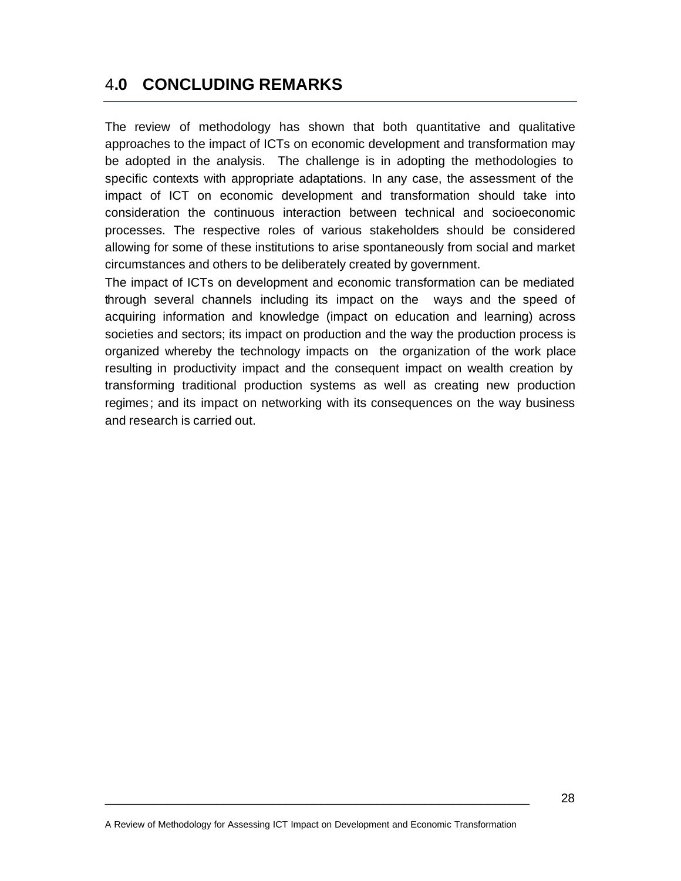# 4.0 CONCLUDING REMARKS

The review of methodology has shown that both quantitative and qualitative approaches to the impact of ICTs on economic development and transformation may be adopted in the analysis. The challenge is in adopting the methodologies to specific contexts with appropriate adaptations. In any case, the assessment of the impact of ICT on economic development and transformation should take into consideration the continuous interaction between technical and socioeconomic processes. The respective roles of various stakeholders should be considered allowing for some of these institutions to arise spontaneously from social and market circumstances and others to be deliberately created by government.

The impact of ICTs on development and economic transformation can be mediated through several channels including its impact on the ways and the speed of acquiring information and knowledge (impact on education and learning) across societies and sectors; its impact on production and the way the production process is organized whereby the technology impacts on the organization of the work place resulting in productivity impact and the consequent impact on wealth creation by transforming traditional production systems as well as creating new production regimes; and its impact on networking with its consequences on the way business and research is carried out.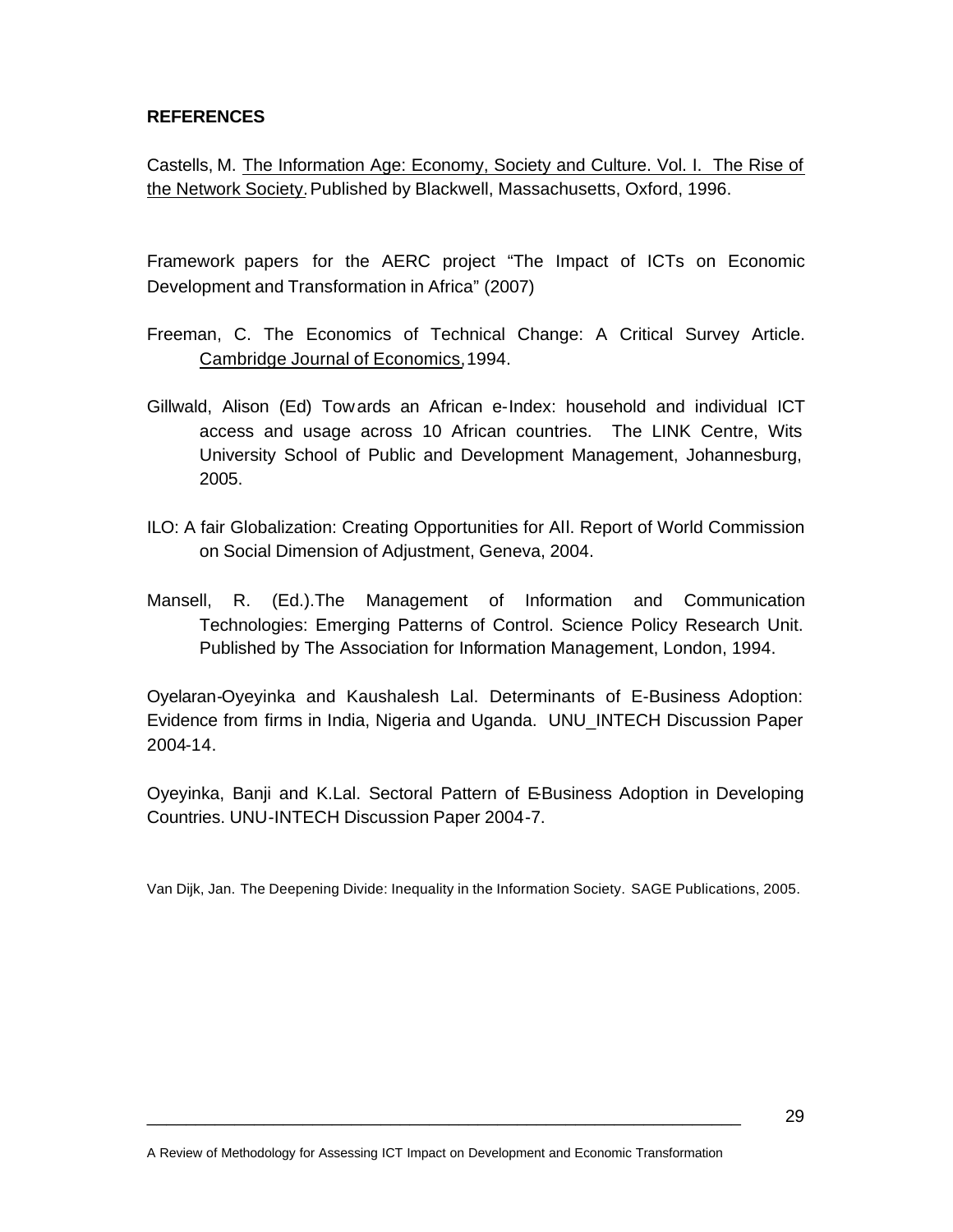**REFERENCES**

Castells, M. The Information Age: Economy, Society and Culture. Vol. I. The Rise of the Network Society. Published by Blackwell, Massachusetts, Oxford, 1996.

Framework papers for the AERC project "The Impact of ICTs on Economic Development and Transformation in Africa" (2007)

Freeman, C. The Economics of Technical Change: A Critical Survey Article. Cambridge Journal of Economics, 1994.

Gillwald, Alison (Ed) Towards an African e-Index: household and individual ICT access and usage across 10 African countries. The LINK Centre, Wits University School of Public and Development Management, Johannesburg, 2005.

ILO: A fair Globalization: Creating Opportunities for All. Report of World Commission on Social Dimension of Adjustment, Geneva, 2004.

Mansell, R. (Ed.).The Management of Information and Communication Technologies: Emerging Patterns of Control. Science Policy Research Unit. Published by The Association for Information Management, London, 1994.

Oyelaran-Oyeyinka and Kaushalesh Lal. Determinants of E-Business Adoption: Evidence from firms in India, Nigeria and Uganda. UNU_INTECH Discussion Paper 2004-14.

Oyeyinka, Banji and K.Lal. Sectoral Pattern of E-Business Adoption in Developing Countries. UNU-INTECH Discussion Paper 2004-7.

Van Dijk, Jan. The Deepening Divide: Inequality in the Information Society. SAGE Publications, 2005.